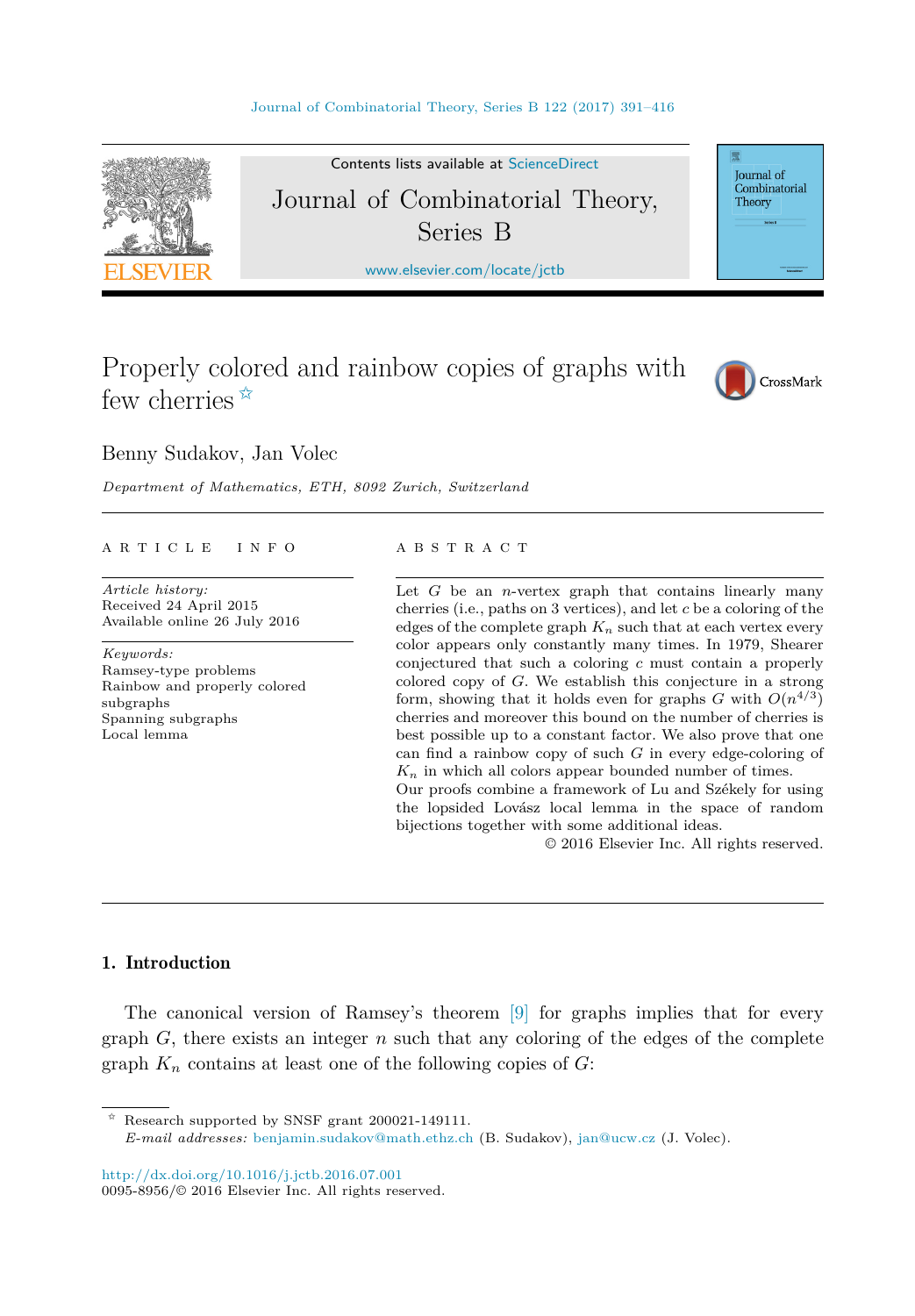Contents lists available at ScienceDirect

# Journal of Combinatorial Theory, Series B

www.elsevier.com/locate/jctb

# Properly colored and rainbow copies of graphs with few cherries ☆

Benny Sudakov, Jan Volec

*Department of Mathematics, ETH, 8092 Zurich, Switzerland*

**ARTICLE INFO**

*Article history:*
Received 24 April 2015
Available online 26 July 2016

*Keywords:*
Ramsey-type problems
Rainbow and properly colored subgraphs
Spanning subgraphs
Local lemma

**ABSTRACT**

Let $G$ be an $n$-vertex graph that contains linearly many cherries (i.e., paths on 3 vertices), and let $c$ be a coloring of the edges of the complete graph $K_n$ such that at each vertex every color appears only constantly many times. In 1979, Shearer conjectured that such a coloring $c$ must contain a properly colored copy of $G$. We establish this conjecture in a strong form, showing that it holds even for graphs $G$ with $O(n^{4/3})$ cherries and moreover this bound on the number of cherries is best possible up to a constant factor. We also prove that one can find a rainbow copy of such $G$ in every edge-coloring of $K_n$ in which all colors appear bounded number of times. Our proofs combine a framework of Lu and Székely for using the lopsided Lovász local lemma in the space of random bijections together with some additional ideas.

© 2016 Elsevier Inc. All rights reserved.

## 1. Introduction

The canonical version of Ramsey's theorem [9] for graphs implies that for every graph $G$, there exists an integer $n$ such that any coloring of the edges of the complete graph $K_n$ contains at least one of the following copies of $G$:

☆ Research supported by SNSF grant 200021-149111.
*E-mail addresses:* benjamin.sudakov@math.ethz.ch (B. Sudakov), jan@ucw.cz (J. Volec).

http://dx.doi.org/10.1016/j.jctb.2016.07.001
0095-8956/© 2016 Elsevier Inc. All rights reserved.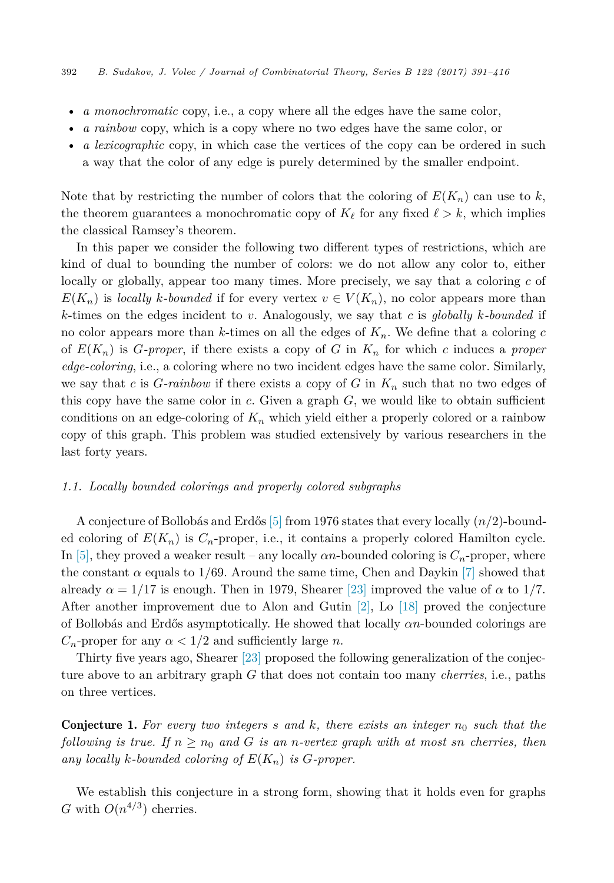- *a monochromatic* copy, i.e., a copy where all the edges have the same color,
- *a rainbow* copy, which is a copy where no two edges have the same color, or
- *a lexicographic* copy, in which case the vertices of the copy can be ordered in such a way that the color of any edge is purely determined by the smaller endpoint.

Note that by restricting the number of colors that the coloring of $E(K_n)$ can use to $k$, the theorem guarantees a monochromatic copy of $K_\ell$ for any fixed $\ell > k$, which implies the classical Ramsey's theorem.

In this paper we consider the following two different types of restrictions, which are kind of dual to bounding the number of colors: we do not allow any color to, either locally or globally, appear too many times. More precisely, we say that a coloring $c$ of $E(K_n)$ is *locally $k$-bounded* if for every vertex $v \in V(K_n)$, no color appears more than $k$-times on the edges incident to $v$. Analogously, we say that $c$ is *globally $k$-bounded* if no color appears more than $k$-times on all the edges of $K_n$. We define that a coloring $c$ of $E(K_n)$ is *$G$-proper*, if there exists a copy of $G$ in $K_n$ for which $c$ induces a *proper edge-coloring*, i.e., a coloring where no two incident edges have the same color. Similarly, we say that $c$ is *$G$-rainbow* if there exists a copy of $G$ in $K_n$ such that no two edges of this copy have the same color in $c$. Given a graph $G$, we would like to obtain sufficient conditions on an edge-coloring of $K_n$ which yield either a properly colored or a rainbow copy of this graph. This problem was studied extensively by various researchers in the last forty years.

### 1.1. Locally bounded colorings and properly colored subgraphs

A conjecture of Bollobás and Erdős [5] from 1976 states that every locally $(n/2)$-bounded coloring of $E(K_n)$ is $C_n$-proper, i.e., it contains a properly colored Hamilton cycle. In [5], they proved a weaker result – any locally $\alpha n$-bounded coloring is $C_n$-proper, where the constant $\alpha$ equals to $1/69$. Around the same time, Chen and Daykin [7] showed that already $\alpha = 1/17$ is enough. Then in 1979, Shearer [23] improved the value of $\alpha$ to $1/7$. After another improvement due to Alon and Gutin [2], Lo [18] proved the conjecture of Bollobás and Erdős asymptotically. He showed that locally $\alpha n$-bounded colorings are $C_n$-proper for any $\alpha < 1/2$ and sufficiently large $n$.

Thirty five years ago, Shearer [23] proposed the following generalization of the conjecture above to an arbitrary graph $G$ that does not contain too many *cherries*, i.e., paths on three vertices.

**Conjecture 1.** *For every two integers $s$ and $k$, there exists an integer $n_0$ such that the following is true. If $n \geq n_0$ and $G$ is an $n$-vertex graph with at most $sn$ cherries, then any locally $k$-bounded coloring of $E(K_n)$ is $G$-proper.*

We establish this conjecture in a strong form, showing that it holds even for graphs $G$ with $O(n^{4/3})$ cherries.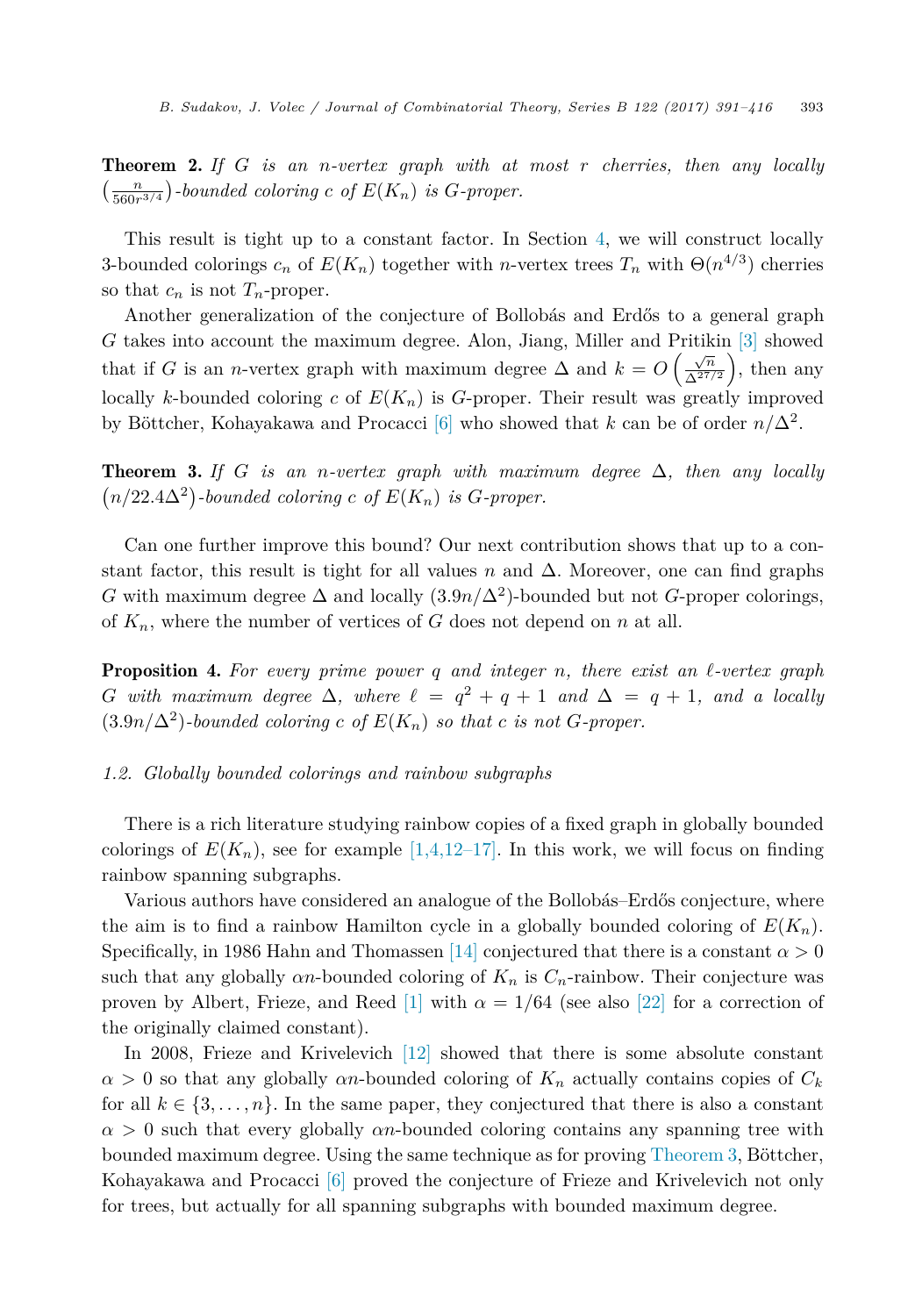**Theorem 2.** *If $G$ is an $n$-vertex graph with at most $r$ cherries, then any locally $\left(\frac{n}{560r^{3/4}}\right)$-bounded coloring $c$ of $E(K_n)$ is $G$-proper.*

This result is tight up to a constant factor. In Section 4, we will construct locally 3-bounded colorings $c_n$ of $E(K_n)$ together with $n$-vertex trees $T_n$ with $\Theta(n^{4/3})$ cherries so that $c_n$ is not $T_n$-proper.

Another generalization of the conjecture of Bollobás and Erdős to a general graph $G$ takes into account the maximum degree. Alon, Jiang, Miller and Pritikin [3] showed that if $G$ is an $n$-vertex graph with maximum degree $\Delta$ and $k = O\left(\frac{\sqrt{n}}{\Delta^{27/2}}\right)$, then any locally $k$-bounded coloring $c$ of $E(K_n)$ is $G$-proper. Their result was greatly improved by Böttcher, Kohayakawa and Procacci [6] who showed that $k$ can be of order $n/\Delta^2$.

**Theorem 3.** *If $G$ is an $n$-vertex graph with maximum degree $\Delta$, then any locally $\left(n/22.4\Delta^2\right)$-bounded coloring $c$ of $E(K_n)$ is $G$-proper.*

Can one further improve this bound? Our next contribution shows that up to a constant factor, this result is tight for all values $n$ and $\Delta$. Moreover, one can find graphs $G$ with maximum degree $\Delta$ and locally $(3.9n/\Delta^2)$-bounded but not $G$-proper colorings, of $K_n$, where the number of vertices of $G$ does not depend on $n$ at all.

**Proposition 4.** *For every prime power $q$ and integer $n$, there exist an $\ell$-vertex graph $G$ with maximum degree $\Delta$, where $\ell = q^2 + q + 1$ and $\Delta = q + 1$, and a locally $(3.9n/\Delta^2)$-bounded coloring $c$ of $E(K_n)$ so that $c$ is not $G$-proper.*

### 1.2. Globally bounded colorings and rainbow subgraphs

There is a rich literature studying rainbow copies of a fixed graph in globally bounded colorings of $E(K_n)$, see for example [1,4,12–17]. In this work, we will focus on finding rainbow spanning subgraphs.

Various authors have considered an analogue of the Bollobás–Erdős conjecture, where the aim is to find a rainbow Hamilton cycle in a globally bounded coloring of $E(K_n)$. Specifically, in 1986 Hahn and Thomassen [14] conjectured that there is a constant $\alpha > 0$ such that any globally $\alpha n$-bounded coloring of $K_n$ is $C_n$-rainbow. Their conjecture was proven by Albert, Frieze, and Reed [1] with $\alpha = 1/64$ (see also [22] for a correction of the originally claimed constant).

In 2008, Frieze and Krivelevich [12] showed that there is some absolute constant $\alpha > 0$ so that any globally $\alpha n$-bounded coloring of $K_n$ actually contains copies of $C_k$ for all $k \in \{3, \ldots, n\}$. In the same paper, they conjectured that there is also a constant $\alpha > 0$ such that every globally $\alpha n$-bounded coloring contains any spanning tree with bounded maximum degree. Using the same technique as for proving Theorem 3, Böttcher, Kohayakawa and Procacci [6] proved the conjecture of Frieze and Krivelevich not only for trees, but actually for all spanning subgraphs with bounded maximum degree.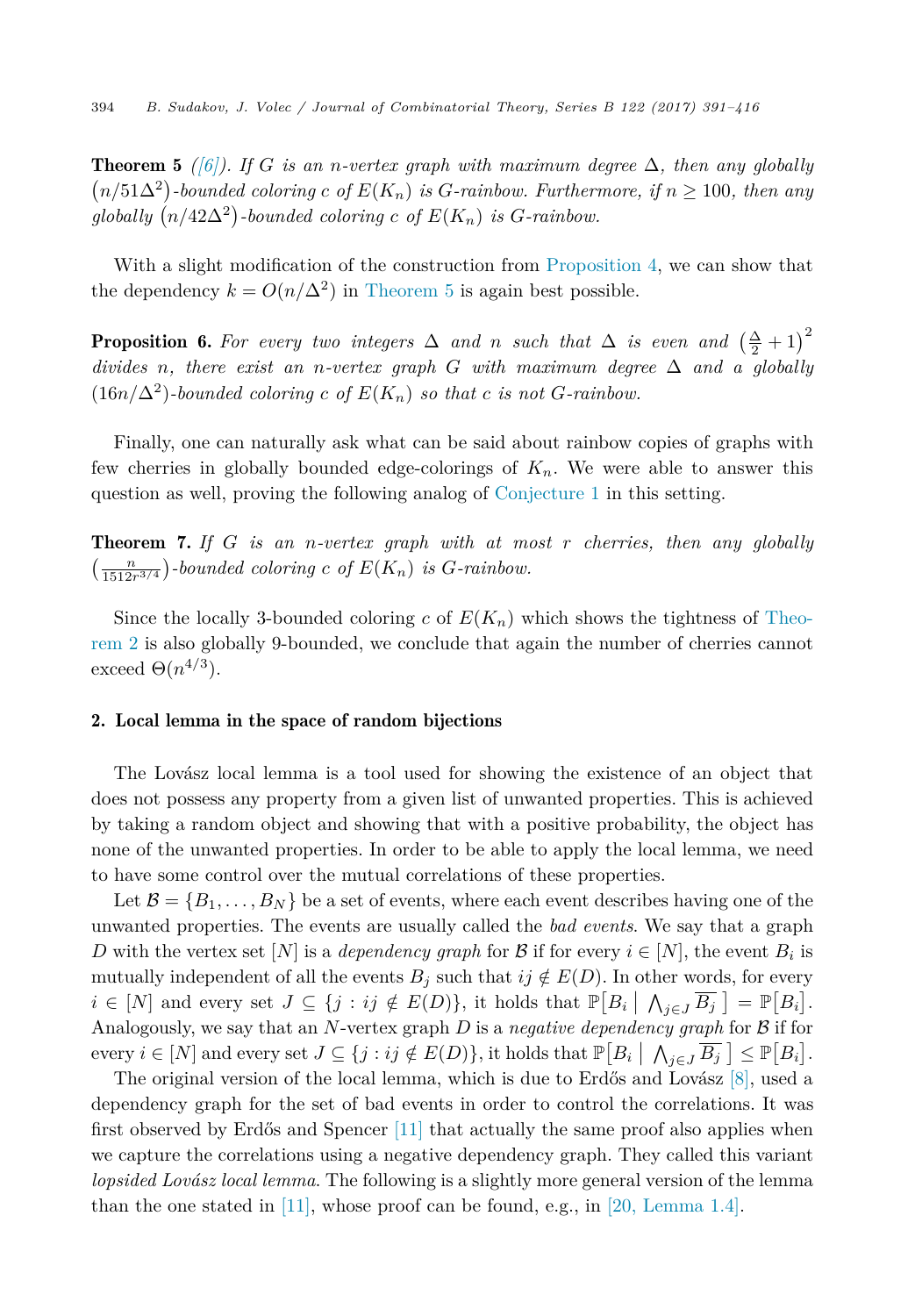**Theorem 5** *([6]). If $G$ is an $n$-vertex graph with maximum degree $\Delta$, then any globally $\left(n/51\Delta^2\right)$-bounded coloring $c$ of $E(K_n)$ is $G$-rainbow. Furthermore, if $n \geq 100$, then any globally $\left(n/42\Delta^2\right)$-bounded coloring $c$ of $E(K_n)$ is $G$-rainbow.*

With a slight modification of the construction from Proposition 4, we can show that the dependency $k = O(n/\Delta^2)$ in Theorem 5 is again best possible.

**Proposition 6.** *For every two integers $\Delta$ and $n$ such that $\Delta$ is even and $\left(\frac{\Delta}{2}+1\right)^2$ divides $n$, there exist an $n$-vertex graph $G$ with maximum degree $\Delta$ and a globally $(16n/\Delta^2)$-bounded coloring $c$ of $E(K_n)$ so that $c$ is not $G$-rainbow.*

Finally, one can naturally ask what can be said about rainbow copies of graphs with few cherries in globally bounded edge-colorings of $K_n$. We were able to answer this question as well, proving the following analog of Conjecture 1 in this setting.

**Theorem 7.** *If $G$ is an $n$-vertex graph with at most $r$ cherries, then any globally $\left(\frac{n}{1512r^{3/4}}\right)$-bounded coloring $c$ of $E(K_n)$ is $G$-rainbow.*

Since the locally 3-bounded coloring $c$ of $E(K_n)$ which shows the tightness of Theorem 2 is also globally 9-bounded, we conclude that again the number of cherries cannot exceed $\Theta(n^{4/3})$.

## 2. Local lemma in the space of random bijections

The Lovász local lemma is a tool used for showing the existence of an object that does not possess any property from a given list of unwanted properties. This is achieved by taking a random object and showing that with a positive probability, the object has none of the unwanted properties. In order to be able to apply the local lemma, we need to have some control over the mutual correlations of these properties.

Let $\mathcal{B} = \{B_1, \ldots, B_N\}$ be a set of events, where each event describes having one of the unwanted properties. The events are usually called the *bad events*. We say that a graph $D$ with the vertex set $[N]$ is a *dependency graph* for $\mathcal{B}$ if for every $i \in [N]$, the event $B_i$ is mutually independent of all the events $B_j$ such that $ij \notin E(D)$. In other words, for every $i \in [N]$ and every set $J \subseteq \{j : ij \notin E(D)\}$, it holds that $\mathbb{P}\left[B_i \,\middle|\, \bigwedge_{j\in J} \overline{B_j}\,\right] = \mathbb{P}\left[B_i\right]$. Analogously, we say that an $N$-vertex graph $D$ is a *negative dependency graph* for $\mathcal{B}$ if for every $i \in [N]$ and every set $J \subseteq \{j : ij \notin E(D)\}$, it holds that $\mathbb{P}\left[B_i \,\middle|\, \bigwedge_{j\in J} \overline{B_j}\,\right] \leq \mathbb{P}\left[B_i\right]$.

The original version of the local lemma, which is due to Erdős and Lovász [8], used a dependency graph for the set of bad events in order to control the correlations. It was first observed by Erdős and Spencer [11] that actually the same proof also applies when we capture the correlations using a negative dependency graph. They called this variant *lopsided Lovász local lemma*. The following is a slightly more general version of the lemma than the one stated in [11], whose proof can be found, e.g., in [20, Lemma 1.4].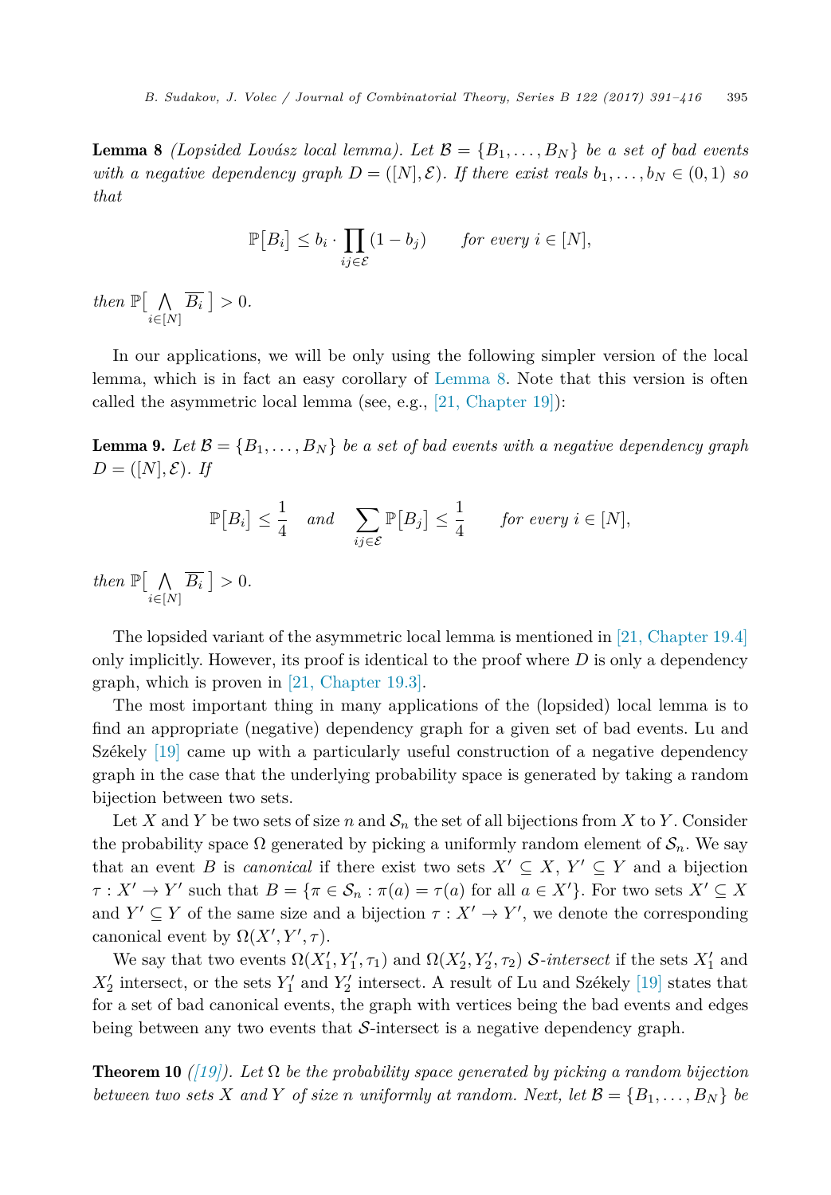**Lemma 8** *(Lopsided Lovász local lemma). Let $\mathcal{B} = \{B_1, \ldots, B_N\}$ be a set of bad events with a negative dependency graph $D = ([N], \mathcal{E})$. If there exist reals $b_1, \ldots, b_N \in (0,1)$ so that*

$$\mathbb{P}\big[B_i\big] \le b_i \cdot \prod_{ij \in \mathcal{E}} (1 - b_j) \qquad \text{for every } i \in [N],$$

*then $\mathbb{P}\big[\bigwedge_{i \in [N]} \overline{B_i}\,\big] > 0$.*

In our applications, we will be only using the following simpler version of the local lemma, which is in fact an easy corollary of Lemma 8. Note that this version is often called the asymmetric local lemma (see, e.g., [21, Chapter 19]):

**Lemma 9.** *Let $\mathcal{B} = \{B_1, \ldots, B_N\}$ be a set of bad events with a negative dependency graph $D = ([N], \mathcal{E})$. If*

$$\mathbb{P}\big[B_i\big] \le \frac{1}{4} \quad \text{and} \quad \sum_{ij \in \mathcal{E}} \mathbb{P}\big[B_j\big] \le \frac{1}{4} \qquad \text{for every } i \in [N],$$

*then $\mathbb{P}\big[\bigwedge_{i \in [N]} \overline{B_i}\,\big] > 0$.*

The lopsided variant of the asymmetric local lemma is mentioned in [21, Chapter 19.4] only implicitly. However, its proof is identical to the proof where $D$ is only a dependency graph, which is proven in [21, Chapter 19.3].

The most important thing in many applications of the (lopsided) local lemma is to find an appropriate (negative) dependency graph for a given set of bad events. Lu and Székely [19] came up with a particularly useful construction of a negative dependency graph in the case that the underlying probability space is generated by taking a random bijection between two sets.

Let $X$ and $Y$ be two sets of size $n$ and $\mathcal{S}_n$ the set of all bijections from $X$ to $Y$. Consider the probability space $\Omega$ generated by picking a uniformly random element of $\mathcal{S}_n$. We say that an event $B$ is *canonical* if there exist two sets $X' \subseteq X$, $Y' \subseteq Y$ and a bijection $\tau : X' \to Y'$ such that $B = \{\pi \in \mathcal{S}_n : \pi(a) = \tau(a) \text{ for all } a \in X'\}$. For two sets $X' \subseteq X$ and $Y' \subseteq Y$ of the same size and a bijection $\tau : X' \to Y'$, we denote the corresponding canonical event by $\Omega(X', Y', \tau)$.

We say that two events $\Omega(X'_1, Y'_1, \tau_1)$ and $\Omega(X'_2, Y'_2, \tau_2)$ $\mathcal{S}$*-intersect* if the sets $X'_1$ and $X'_2$ intersect, or the sets $Y'_1$ and $Y'_2$ intersect. A result of Lu and Székely [19] states that for a set of bad canonical events, the graph with vertices being the bad events and edges being between any two events that $\mathcal{S}$-intersect is a negative dependency graph.

**Theorem 10** *([19]). Let $\Omega$ be the probability space generated by picking a random bijection between two sets $X$ and $Y$ of size $n$ uniformly at random. Next, let $\mathcal{B} = \{B_1, \ldots, B_N\}$ be*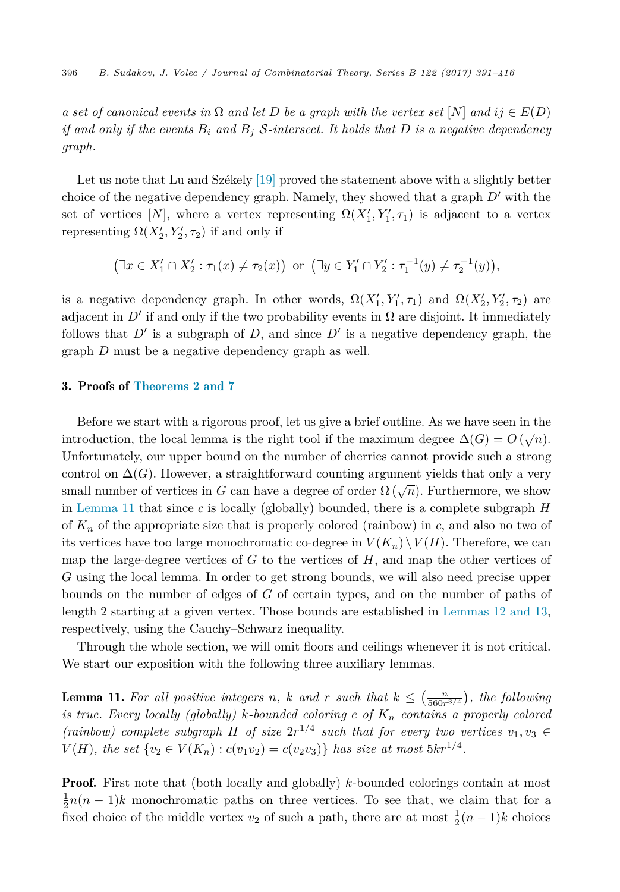*a set of canonical events in* $\Omega$ *and let* $D$ *be a graph with the vertex set* $[N]$ *and* $ij \in E(D)$ *if and only if the events* $B_i$ *and* $B_j$ $\mathcal{S}$*-intersect. It holds that* $D$ *is a negative dependency graph.*

Let us note that Lu and Székely [19] proved the statement above with a slightly better choice of the negative dependency graph. Namely, they showed that a graph $D'$ with the set of vertices $[N]$, where a vertex representing $\Omega(X'_1, Y'_1, \tau_1)$ is adjacent to a vertex representing $\Omega(X'_2, Y'_2, \tau_2)$ if and only if

$$\left(\exists x \in X'_1 \cap X'_2 : \tau_1(x) \neq \tau_2(x)\right) \text{ or } \left(\exists y \in Y'_1 \cap Y'_2 : \tau_1^{-1}(y) \neq \tau_2^{-1}(y)\right),$$

is a negative dependency graph. In other words, $\Omega(X'_1, Y'_1, \tau_1)$ and $\Omega(X'_2, Y'_2, \tau_2)$ are adjacent in $D'$ if and only if the two probability events in $\Omega$ are disjoint. It immediately follows that $D'$ is a subgraph of $D$, and since $D'$ is a negative dependency graph, the graph $D$ must be a negative dependency graph as well.

## 3. Proofs of Theorems 2 and 7

Before we start with a rigorous proof, let us give a brief outline. As we have seen in the introduction, the local lemma is the right tool if the maximum degree $\Delta(G) = O(\sqrt{n})$. Unfortunately, our upper bound on the number of cherries cannot provide such a strong control on $\Delta(G)$. However, a straightforward counting argument yields that only a very small number of vertices in $G$ can have a degree of order $\Omega(\sqrt{n})$. Furthermore, we show in Lemma 11 that since $c$ is locally (globally) bounded, there is a complete subgraph $H$ of $K_n$ of the appropriate size that is properly colored (rainbow) in $c$, and also no two of its vertices have too large monochromatic co-degree in $V(K_n) \setminus V(H)$. Therefore, we can map the large-degree vertices of $G$ to the vertices of $H$, and map the other vertices of $G$ using the local lemma. In order to get strong bounds, we will also need precise upper bounds on the number of edges of $G$ of certain types, and on the number of paths of length 2 starting at a given vertex. Those bounds are established in Lemmas 12 and 13, respectively, using the Cauchy–Schwarz inequality.

Through the whole section, we will omit floors and ceilings whenever it is not critical. We start our exposition with the following three auxiliary lemmas.

**Lemma 11.** *For all positive integers* $n$, $k$ *and* $r$ *such that* $k \leq \left(\frac{n}{560r^{3/4}}\right)$, *the following is true. Every locally (globally)* $k$*-bounded coloring* $c$ *of* $K_n$ *contains a properly colored (rainbow) complete subgraph* $H$ *of size* $2r^{1/4}$ *such that for every two vertices* $v_1, v_3 \in V(H)$, *the set* $\{v_2 \in V(K_n) : c(v_1v_2) = c(v_2v_3)\}$ *has size at most* $5kr^{1/4}$.

**Proof.** First note that (both locally and globally) $k$-bounded colorings contain at most $\frac{1}{2}n(n-1)k$ monochromatic paths on three vertices. To see that, we claim that for a fixed choice of the middle vertex $v_2$ of such a path, there are at most $\frac{1}{2}(n-1)k$ choices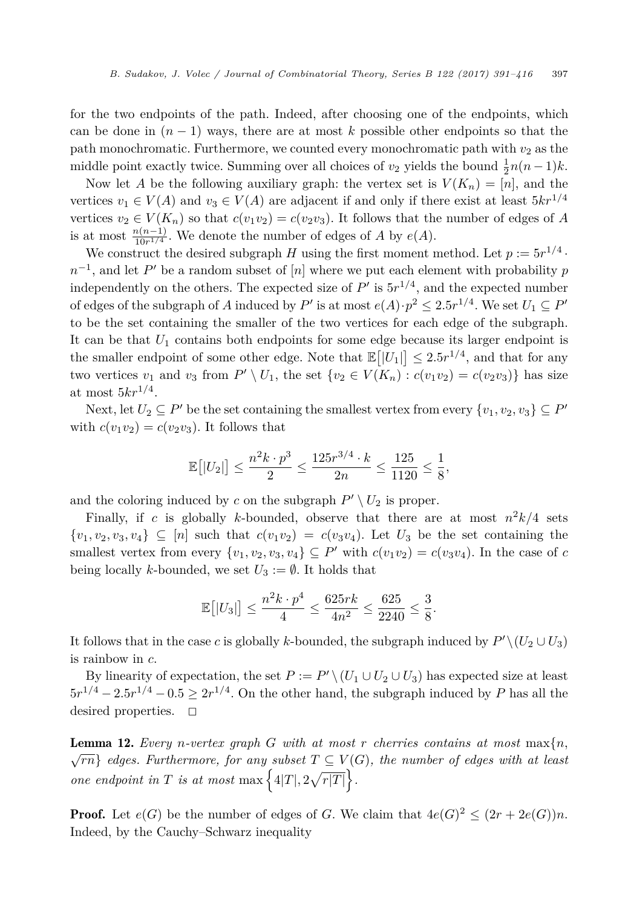for the two endpoints of the path. Indeed, after choosing one of the endpoints, which can be done in $(n-1)$ ways, there are at most $k$ possible other endpoints so that the path monochromatic. Furthermore, we counted every monochromatic path with $v_2$ as the middle point exactly twice. Summing over all choices of $v_2$ yields the bound $\frac{1}{2}n(n-1)k$.

Now let $A$ be the following auxiliary graph: the vertex set is $V(K_n) = [n]$, and the vertices $v_1 \in V(A)$ and $v_3 \in V(A)$ are adjacent if and only if there exist at least $5kr^{1/4}$ vertices $v_2 \in V(K_n)$ so that $c(v_1v_2) = c(v_2v_3)$. It follows that the number of edges of $A$ is at most $\frac{n(n-1)}{10r^{1/4}}$. We denote the number of edges of $A$ by $e(A)$.

We construct the desired subgraph $H$ using the first moment method. Let $p := 5r^{1/4} \cdot n^{-1}$, and let $P'$ be a random subset of $[n]$ where we put each element with probability $p$ independently on the others. The expected size of $P'$ is $5r^{1/4}$, and the expected number of edges of the subgraph of $A$ induced by $P'$ is at most $e(A) \cdot p^2 \leq 2.5r^{1/4}$. We set $U_1 \subseteq P'$ to be the set containing the smaller of the two vertices for each edge of the subgraph. It can be that $U_1$ contains both endpoints for some edge because its larger endpoint is the smaller endpoint of some other edge. Note that $\mathbb{E}\big[|U_1|\big] \leq 2.5r^{1/4}$, and that for any two vertices $v_1$ and $v_3$ from $P' \setminus U_1$, the set $\{v_2 \in V(K_n) : c(v_1v_2) = c(v_2v_3)\}$ has size at most $5kr^{1/4}$.

Next, let $U_2 \subseteq P'$ be the set containing the smallest vertex from every $\{v_1, v_2, v_3\} \subseteq P'$ with $c(v_1v_2) = c(v_2v_3)$. It follows that

$$\mathbb{E}\big[|U_2|\big] \leq \frac{n^2k \cdot p^3}{2} \leq \frac{125r^{3/4} \cdot k}{2n} \leq \frac{125}{1120} \leq \frac{1}{8},$$

and the coloring induced by $c$ on the subgraph $P' \setminus U_2$ is proper.

Finally, if $c$ is globally $k$-bounded, observe that there are at most $n^2k/4$ sets $\{v_1, v_2, v_3, v_4\} \subseteq [n]$ such that $c(v_1v_2) = c(v_3v_4)$. Let $U_3$ be the set containing the smallest vertex from every $\{v_1, v_2, v_3, v_4\} \subseteq P'$ with $c(v_1v_2) = c(v_3v_4)$. In the case of $c$ being locally $k$-bounded, we set $U_3 := \emptyset$. It holds that

$$\mathbb{E}\big[|U_3|\big] \leq \frac{n^2k \cdot p^4}{4} \leq \frac{625rk}{4n^2} \leq \frac{625}{2240} \leq \frac{3}{8}.$$

It follows that in the case $c$ is globally $k$-bounded, the subgraph induced by $P' \setminus (U_2 \cup U_3)$ is rainbow in $c$.

By linearity of expectation, the set $P := P' \setminus (U_1 \cup U_2 \cup U_3)$ has expected size at least $5r^{1/4} - 2.5r^{1/4} - 0.5 \geq 2r^{1/4}$. On the other hand, the subgraph induced by $P$ has all the desired properties. $\square$

**Lemma 12.** *Every $n$-vertex graph $G$ with at most $r$ cherries contains at most $\max\{n, \sqrt{rn}\}$ edges. Furthermore, for any subset $T \subseteq V(G)$, the number of edges with at least one endpoint in $T$ is at most $\max\left\{4|T|, 2\sqrt{r|T|}\right\}$.*

**Proof.** Let $e(G)$ be the number of edges of $G$. We claim that $4e(G)^2 \leq (2r + 2e(G))n$. Indeed, by the Cauchy–Schwarz inequality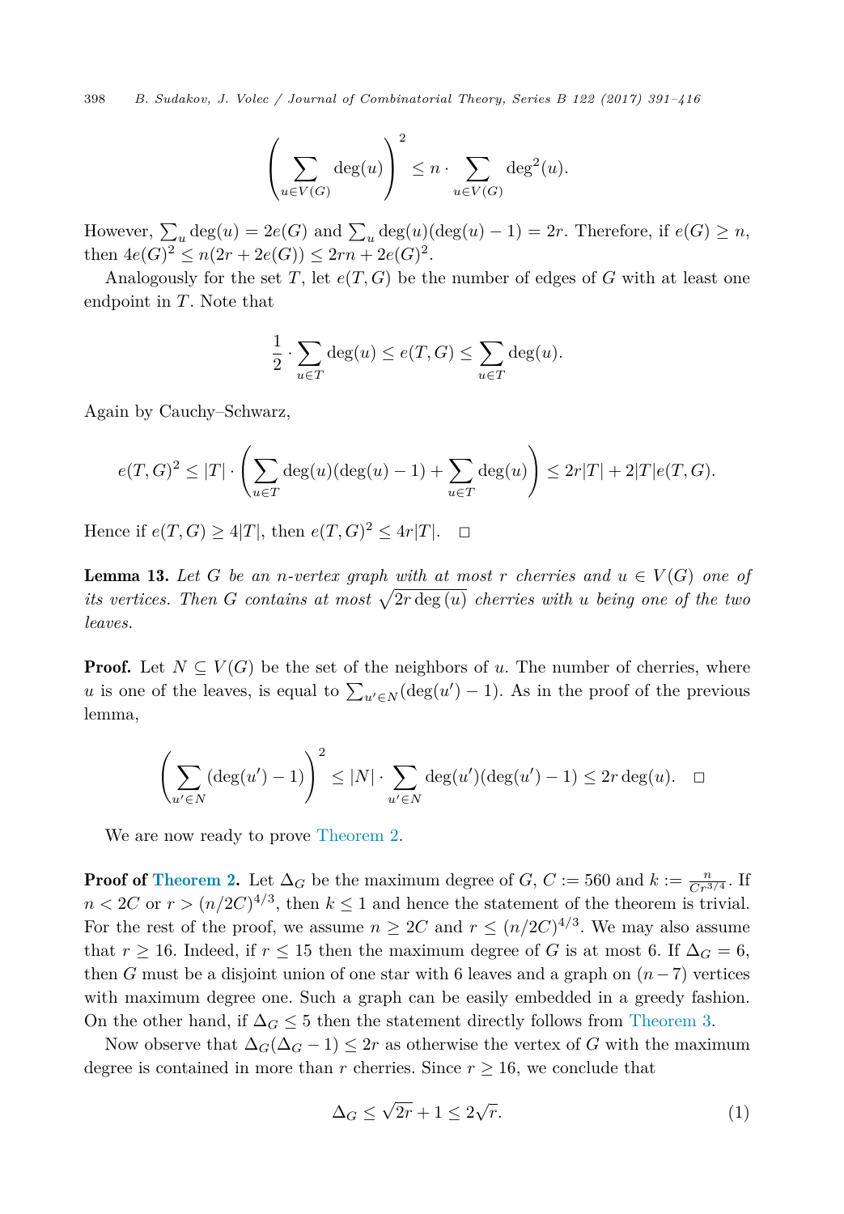$$\left(\sum_{u\in V(G)} \deg(u)\right)^2 \le n \cdot \sum_{u\in V(G)} \deg^2(u).$$

However, $\sum_u \deg(u) = 2e(G)$ and $\sum_u \deg(u)(\deg(u)-1) = 2r$. Therefore, if $e(G) \ge n$, then $4e(G)^2 \le n(2r + 2e(G)) \le 2rn + 2e(G)^2$.

Analogously for the set $T$, let $e(T,G)$ be the number of edges of $G$ with at least one endpoint in $T$. Note that

$$\frac{1}{2} \cdot \sum_{u\in T} \deg(u) \le e(T,G) \le \sum_{u\in T} \deg(u).$$

Again by Cauchy–Schwarz,

$$e(T,G)^2 \le |T| \cdot \left(\sum_{u\in T} \deg(u)(\deg(u)-1) + \sum_{u\in T} \deg(u)\right) \le 2r|T| + 2|T|e(T,G).$$

Hence if $e(T,G) \ge 4|T|$, then $e(T,G)^2 \le 4r|T|$. □

**Lemma 13.** *Let $G$ be an $n$-vertex graph with at most $r$ cherries and $u \in V(G)$ one of its vertices. Then $G$ contains at most $\sqrt{2r\deg(u)}$ cherries with $u$ being one of the two leaves.*

**Proof.** Let $N \subseteq V(G)$ be the set of the neighbors of $u$. The number of cherries, where $u$ is one of the leaves, is equal to $\sum_{u'\in N}(\deg(u')-1)$. As in the proof of the previous lemma,

$$\left(\sum_{u'\in N} (\deg(u')-1)\right)^2 \le |N| \cdot \sum_{u'\in N} \deg(u')(\deg(u')-1) \le 2r\deg(u). \quad □$$

We are now ready to prove Theorem 2.

**Proof of Theorem 2.** Let $\Delta_G$ be the maximum degree of $G$, $C := 560$ and $k := \frac{n}{Cr^{3/4}}$. If $n < 2C$ or $r > (n/2C)^{4/3}$, then $k \le 1$ and hence the statement of the theorem is trivial. For the rest of the proof, we assume $n \ge 2C$ and $r \le (n/2C)^{4/3}$. We may also assume that $r \ge 16$. Indeed, if $r \le 15$ then the maximum degree of $G$ is at most 6. If $\Delta_G = 6$, then $G$ must be a disjoint union of one star with 6 leaves and a graph on $(n-7)$ vertices with maximum degree one. Such a graph can be easily embedded in a greedy fashion. On the other hand, if $\Delta_G \le 5$ then the statement directly follows from Theorem 3.

Now observe that $\Delta_G(\Delta_G - 1) \le 2r$ as otherwise the vertex of $G$ with the maximum degree is contained in more than $r$ cherries. Since $r \ge 16$, we conclude that

$$\Delta_G \le \sqrt{2r} + 1 \le 2\sqrt{r}. \tag{1}$$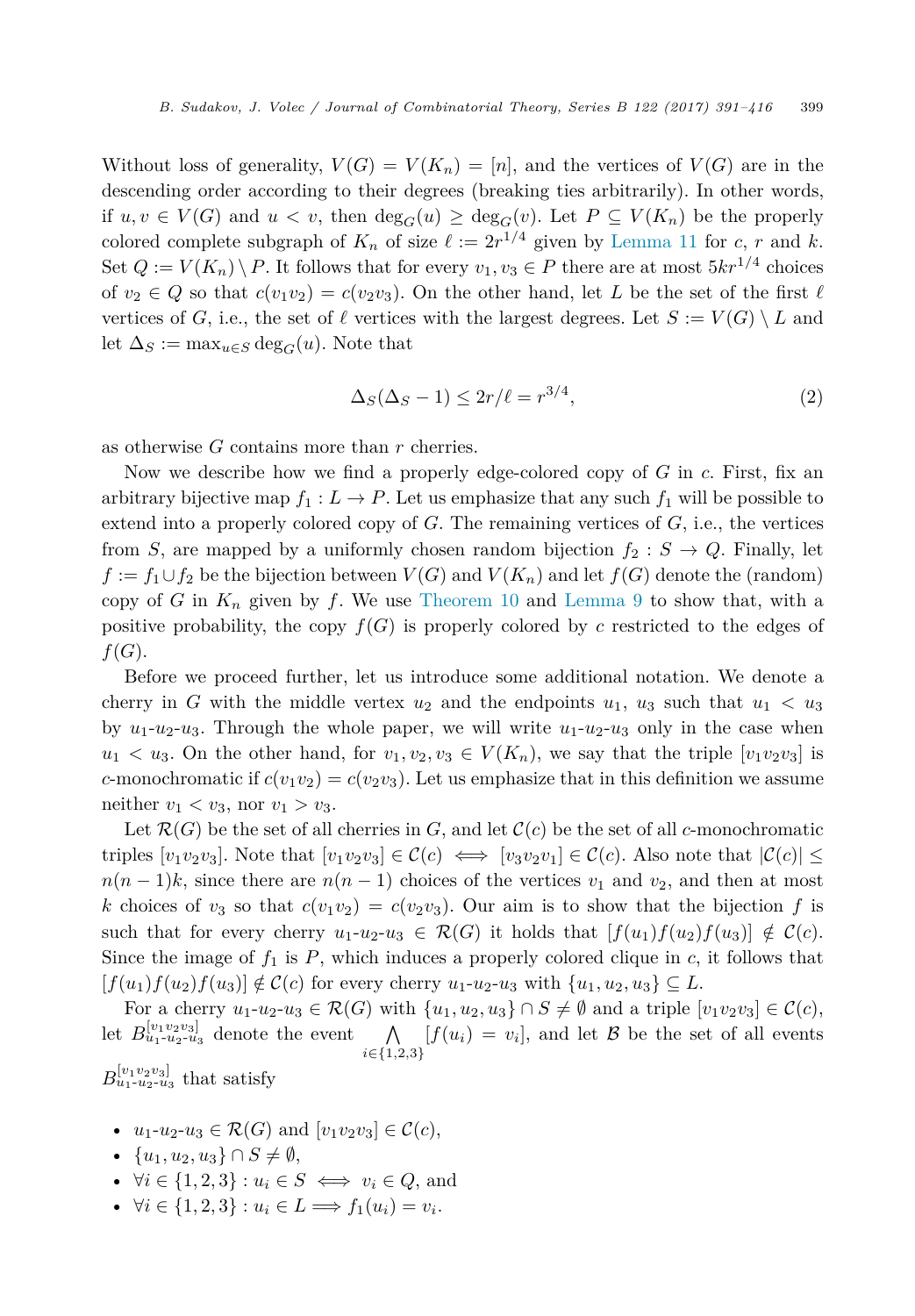Without loss of generality, $V(G) = V(K_n) = [n]$, and the vertices of $V(G)$ are in the descending order according to their degrees (breaking ties arbitrarily). In other words, if $u, v \in V(G)$ and $u < v$, then $\deg_G(u) \geq \deg_G(v)$. Let $P \subseteq V(K_n)$ be the properly colored complete subgraph of $K_n$ of size $\ell := 2r^{1/4}$ given by Lemma 11 for $c$, $r$ and $k$. Set $Q := V(K_n) \setminus P$. It follows that for every $v_1, v_3 \in P$ there are at most $5kr^{1/4}$ choices of $v_2 \in Q$ so that $c(v_1v_2) = c(v_2v_3)$. On the other hand, let $L$ be the set of the first $\ell$ vertices of $G$, i.e., the set of $\ell$ vertices with the largest degrees. Let $S := V(G) \setminus L$ and let $\Delta_S := \max_{u \in S} \deg_G(u)$. Note that

$$\Delta_S(\Delta_S - 1) \leq 2r/\ell = r^{3/4}, \tag{2}$$

as otherwise $G$ contains more than $r$ cherries.

Now we describe how we find a properly edge-colored copy of $G$ in $c$. First, fix an arbitrary bijective map $f_1 : L \to P$. Let us emphasize that any such $f_1$ will be possible to extend into a properly colored copy of $G$. The remaining vertices of $G$, i.e., the vertices from $S$, are mapped by a uniformly chosen random bijection $f_2 : S \to Q$. Finally, let $f := f_1 \cup f_2$ be the bijection between $V(G)$ and $V(K_n)$ and let $f(G)$ denote the (random) copy of $G$ in $K_n$ given by $f$. We use Theorem 10 and Lemma 9 to show that, with a positive probability, the copy $f(G)$ is properly colored by $c$ restricted to the edges of $f(G)$.

Before we proceed further, let us introduce some additional notation. We denote a cherry in $G$ with the middle vertex $u_2$ and the endpoints $u_1$, $u_3$ such that $u_1 < u_3$ by $u_1$-$u_2$-$u_3$. Through the whole paper, we will write $u_1$-$u_2$-$u_3$ only in the case when $u_1 < u_3$. On the other hand, for $v_1, v_2, v_3 \in V(K_n)$, we say that the triple $[v_1v_2v_3]$ is $c$-monochromatic if $c(v_1v_2) = c(v_2v_3)$. Let us emphasize that in this definition we assume neither $v_1 < v_3$, nor $v_1 > v_3$.

Let $\mathcal{R}(G)$ be the set of all cherries in $G$, and let $\mathcal{C}(c)$ be the set of all $c$-monochromatic triples $[v_1v_2v_3]$. Note that $[v_1v_2v_3] \in \mathcal{C}(c) \iff [v_3v_2v_1] \in \mathcal{C}(c)$. Also note that $|\mathcal{C}(c)| \leq n(n-1)k$, since there are $n(n-1)$ choices of the vertices $v_1$ and $v_2$, and then at most $k$ choices of $v_3$ so that $c(v_1v_2) = c(v_2v_3)$. Our aim is to show that the bijection $f$ is such that for every cherry $u_1$-$u_2$-$u_3 \in \mathcal{R}(G)$ it holds that $[f(u_1)f(u_2)f(u_3)] \notin \mathcal{C}(c)$. Since the image of $f_1$ is $P$, which induces a properly colored clique in $c$, it follows that $[f(u_1)f(u_2)f(u_3)] \notin \mathcal{C}(c)$ for every cherry $u_1$-$u_2$-$u_3$ with $\{u_1, u_2, u_3\} \subseteq L$.

For a cherry $u_1$-$u_2$-$u_3 \in \mathcal{R}(G)$ with $\{u_1, u_2, u_3\} \cap S \neq \emptyset$ and a triple $[v_1v_2v_3] \in \mathcal{C}(c)$, let $B^{[v_1v_2v_3]}_{u_1\text{-}u_2\text{-}u_3}$ denote the event $\bigwedge_{i \in \{1,2,3\}} [f(u_i) = v_i]$, and let $\mathcal{B}$ be the set of all events $B^{[v_1v_2v_3]}_{u_1\text{-}u_2\text{-}u_3}$ that satisfy

- $u_1$-$u_2$-$u_3 \in \mathcal{R}(G)$ and $[v_1v_2v_3] \in \mathcal{C}(c)$,
- $\{u_1, u_2, u_3\} \cap S \neq \emptyset$,
- $\forall i \in \{1, 2, 3\} : u_i \in S \iff v_i \in Q$, and
- $\forall i \in \{1, 2, 3\} : u_i \in L \Longrightarrow f_1(u_i) = v_i$.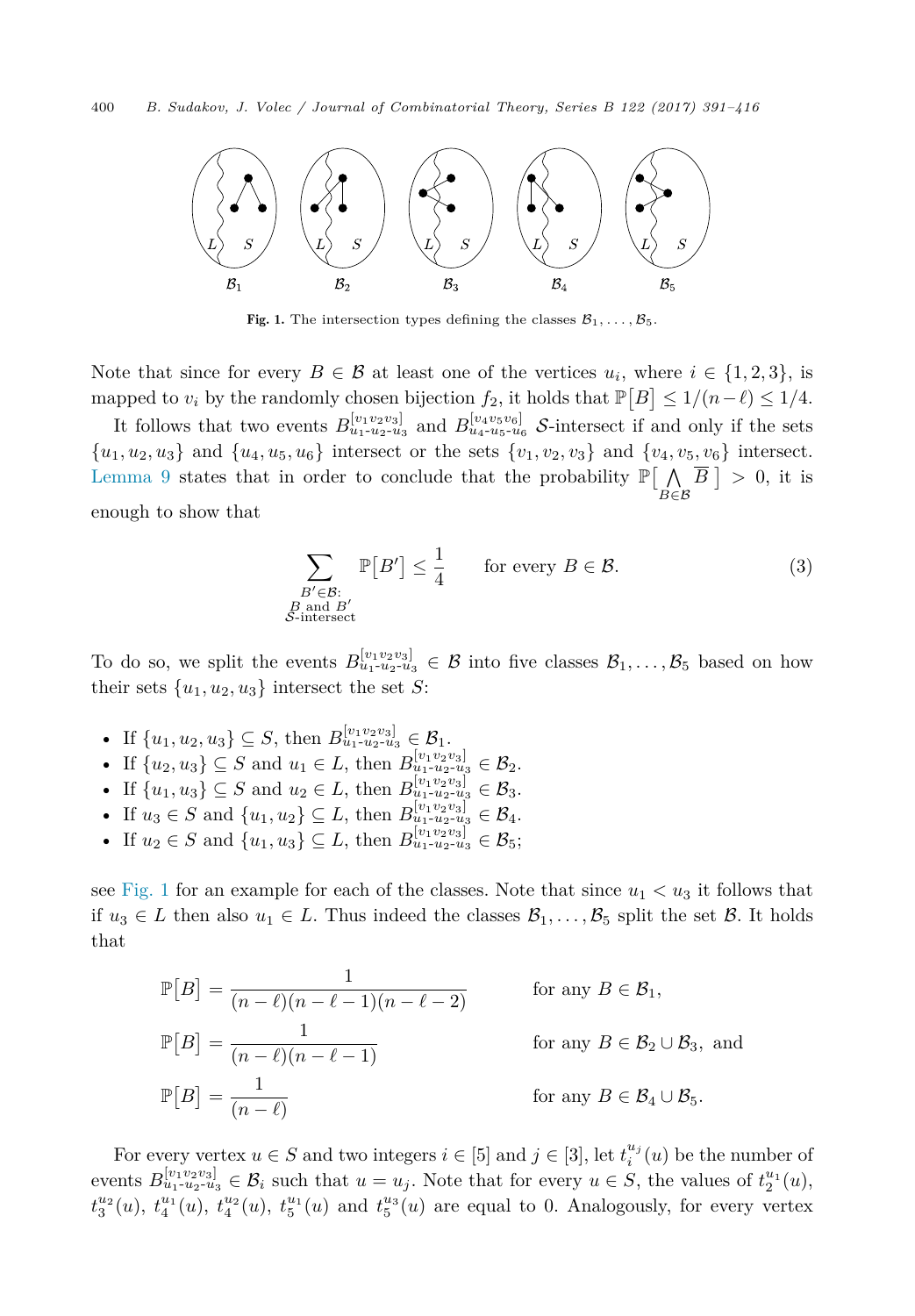Fig. 1. The intersection types defining the classes $\mathcal{B}_1, \dots, \mathcal{B}_5$.

Note that since for every $B \in \mathcal{B}$ at least one of the vertices $u_i$, where $i \in \{1, 2, 3\}$, is mapped to $v_i$ by the randomly chosen bijection $f_2$, it holds that $\mathbb{P}[B] \le 1/(n - \ell) \le 1/4$.

It follows that two events $B^{[v_1 v_2 v_3]}_{u_1\text{-}u_2\text{-}u_3}$ and $B^{[v_4 v_5 v_6]}_{u_4\text{-}u_5\text{-}u_6}$ $\mathcal{S}$-intersect if and only if the sets $\{u_1, u_2, u_3\}$ and $\{u_4, u_5, u_6\}$ intersect or the sets $\{v_1, v_2, v_3\}$ and $\{v_4, v_5, v_6\}$ intersect. Lemma 9 states that in order to conclude that the probability $\mathbb{P}\big[\bigwedge_{B \in \mathcal{B}} \overline{B}\,\big] > 0$, it is enough to show that

$$\sum_{\substack{B' \in \mathcal{B}:\\ B \text{ and } B'\\ \mathcal{S}\text{-intersect}}} \mathbb{P}\big[B'\big] \le \frac{1}{4} \qquad \text{for every } B \in \mathcal{B}. \tag{3}$$

To do so, we split the events $B^{[v_1 v_2 v_3]}_{u_1\text{-}u_2\text{-}u_3} \in \mathcal{B}$ into five classes $\mathcal{B}_1, \dots, \mathcal{B}_5$ based on how their sets $\{u_1, u_2, u_3\}$ intersect the set $S$:

- If $\{u_1, u_2, u_3\} \subseteq S$, then $B^{[v_1 v_2 v_3]}_{u_1\text{-}u_2\text{-}u_3} \in \mathcal{B}_1$.
- If $\{u_2, u_3\} \subseteq S$ and $u_1 \in L$, then $B^{[v_1 v_2 v_3]}_{u_1\text{-}u_2\text{-}u_3} \in \mathcal{B}_2$.
- If $\{u_1, u_3\} \subseteq S$ and $u_2 \in L$, then $B^{[v_1 v_2 v_3]}_{u_1\text{-}u_2\text{-}u_3} \in \mathcal{B}_3$.
- If $u_3 \in S$ and $\{u_1, u_2\} \subseteq L$, then $B^{[v_1 v_2 v_3]}_{u_1\text{-}u_2\text{-}u_3} \in \mathcal{B}_4$.
- If $u_2 \in S$ and $\{u_1, u_3\} \subseteq L$, then $B^{[v_1 v_2 v_3]}_{u_1\text{-}u_2\text{-}u_3} \in \mathcal{B}_5$;

see Fig. 1 for an example for each of the classes. Note that since $u_1 < u_3$ it follows that if $u_3 \in L$ then also $u_1 \in L$. Thus indeed the classes $\mathcal{B}_1, \dots, \mathcal{B}_5$ split the set $\mathcal{B}$. It holds that

$$\begin{aligned}
\mathbb{P}\big[B\big] &= \frac{1}{(n-\ell)(n-\ell-1)(n-\ell-2)} && \text{for any } B \in \mathcal{B}_1,\\
\mathbb{P}\big[B\big] &= \frac{1}{(n-\ell)(n-\ell-1)} && \text{for any } B \in \mathcal{B}_2 \cup \mathcal{B}_3, \text{ and}\\
\mathbb{P}\big[B\big] &= \frac{1}{(n-\ell)} && \text{for any } B \in \mathcal{B}_4 \cup \mathcal{B}_5.
\end{aligned}$$

For every vertex $u \in S$ and two integers $i \in [5]$ and $j \in [3]$, let $t_i^{u_j}(u)$ be the number of events $B^{[v_1 v_2 v_3]}_{u_1\text{-}u_2\text{-}u_3} \in \mathcal{B}_i$ such that $u = u_j$. Note that for every $u \in S$, the values of $t_2^{u_1}(u)$, $t_3^{u_2}(u)$, $t_4^{u_1}(u)$, $t_4^{u_2}(u)$, $t_5^{u_1}(u)$ and $t_5^{u_3}(u)$ are equal to 0. Analogously, for every vertex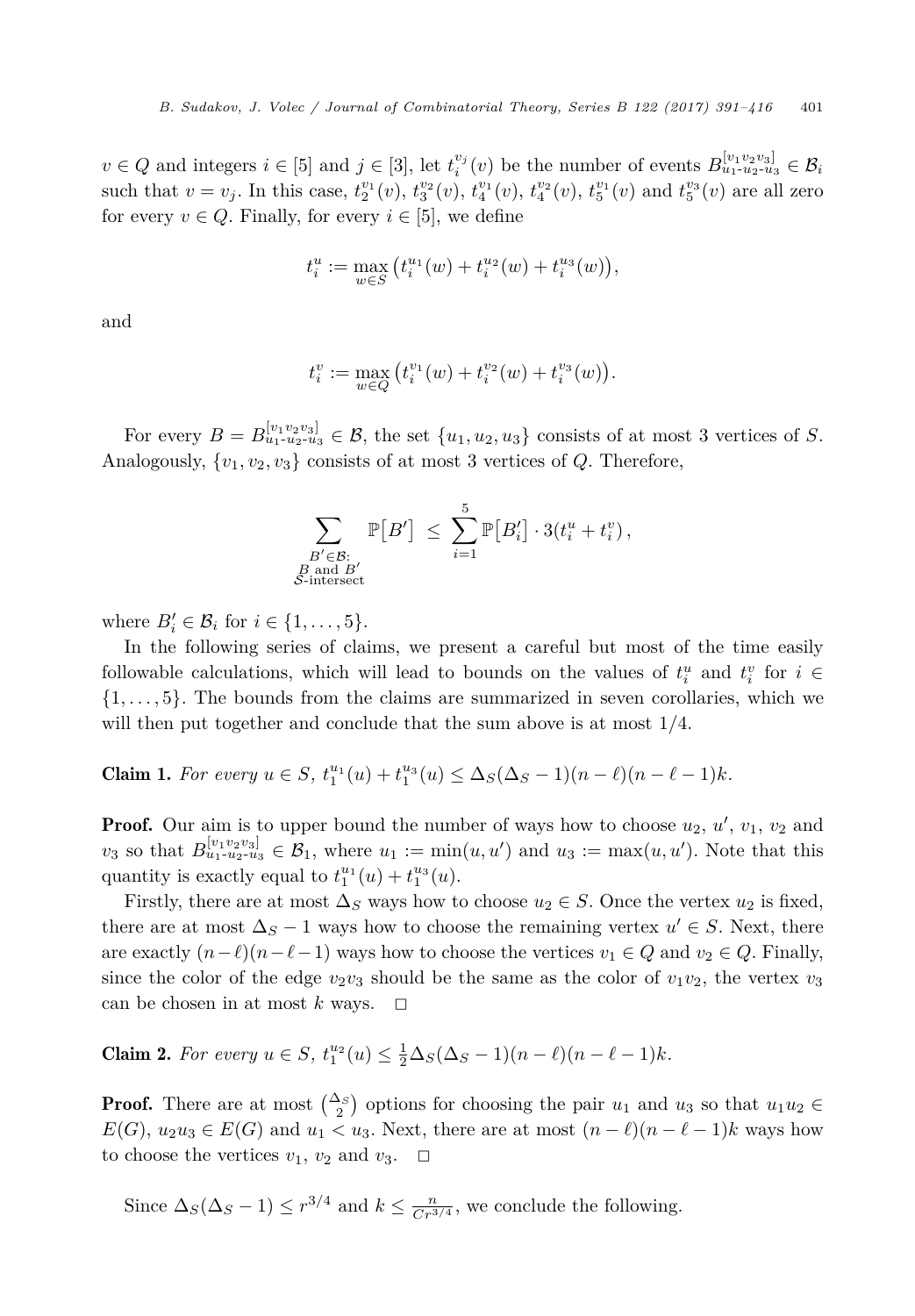$v \in Q$ and integers $i \in [5]$ and $j \in [3]$, let $t_i^{v_j}(v)$ be the number of events $B_{u_1\text{-}u_2\text{-}u_3}^{[v_1 v_2 v_3]} \in \mathcal{B}_i$ such that $v = v_j$. In this case, $t_2^{v_1}(v)$, $t_3^{v_2}(v)$, $t_4^{v_1}(v)$, $t_4^{v_2}(v)$, $t_5^{v_1}(v)$ and $t_5^{v_3}(v)$ are all zero for every $v \in Q$. Finally, for every $i \in [5]$, we define

$$t_i^u := \max_{w \in S} \left( t_i^{u_1}(w) + t_i^{u_2}(w) + t_i^{u_3}(w) \right),$$

and

$$t_i^v := \max_{w \in Q} \left( t_i^{v_1}(w) + t_i^{v_2}(w) + t_i^{v_3}(w) \right).$$

For every $B = B_{u_1\text{-}u_2\text{-}u_3}^{[v_1 v_2 v_3]} \in \mathcal{B}$, the set $\{u_1, u_2, u_3\}$ consists of at most 3 vertices of $S$. Analogously, $\{v_1, v_2, v_3\}$ consists of at most 3 vertices of $Q$. Therefore,

$$\sum_{\substack{B' \in \mathcal{B}: \\ B \text{ and } B' \\ \mathcal{S}\text{-intersect}}} \mathbb{P}\left[B'\right] \leq \sum_{i=1}^{5} \mathbb{P}\left[B_i'\right] \cdot 3(t_i^u + t_i^v),$$

where $B_i' \in \mathcal{B}_i$ for $i \in \{1, \ldots, 5\}$.

In the following series of claims, we present a careful but most of the time easily followable calculations, which will lead to bounds on the values of $t_i^u$ and $t_i^v$ for $i \in \{1, \ldots, 5\}$. The bounds from the claims are summarized in seven corollaries, which we will then put together and conclude that the sum above is at most $1/4$.

**Claim 1.** *For every $u \in S$, $t_1^{u_1}(u) + t_1^{u_3}(u) \leq \Delta_S(\Delta_S - 1)(n - \ell)(n - \ell - 1)k$.*

**Proof.** Our aim is to upper bound the number of ways how to choose $u_2$, $u'$, $v_1$, $v_2$ and $v_3$ so that $B_{u_1\text{-}u_2\text{-}u_3}^{[v_1 v_2 v_3]} \in \mathcal{B}_1$, where $u_1 := \min(u, u')$ and $u_3 := \max(u, u')$. Note that this quantity is exactly equal to $t_1^{u_1}(u) + t_1^{u_3}(u)$.

Firstly, there are at most $\Delta_S$ ways how to choose $u_2 \in S$. Once the vertex $u_2$ is fixed, there are at most $\Delta_S - 1$ ways how to choose the remaining vertex $u' \in S$. Next, there are exactly $(n - \ell)(n - \ell - 1)$ ways how to choose the vertices $v_1 \in Q$ and $v_2 \in Q$. Finally, since the color of the edge $v_2 v_3$ should be the same as the color of $v_1 v_2$, the vertex $v_3$ can be chosen in at most $k$ ways. $\square$

**Claim 2.** *For every $u \in S$, $t_1^{u_2}(u) \leq \frac{1}{2}\Delta_S(\Delta_S - 1)(n - \ell)(n - \ell - 1)k$.*

**Proof.** There are at most $\binom{\Delta_S}{2}$ options for choosing the pair $u_1$ and $u_3$ so that $u_1 u_2 \in E(G)$, $u_2 u_3 \in E(G)$ and $u_1 < u_3$. Next, there are at most $(n - \ell)(n - \ell - 1)k$ ways how to choose the vertices $v_1$, $v_2$ and $v_3$. $\square$

Since $\Delta_S(\Delta_S - 1) \leq r^{3/4}$ and $k \leq \frac{n}{Cr^{3/4}}$, we conclude the following.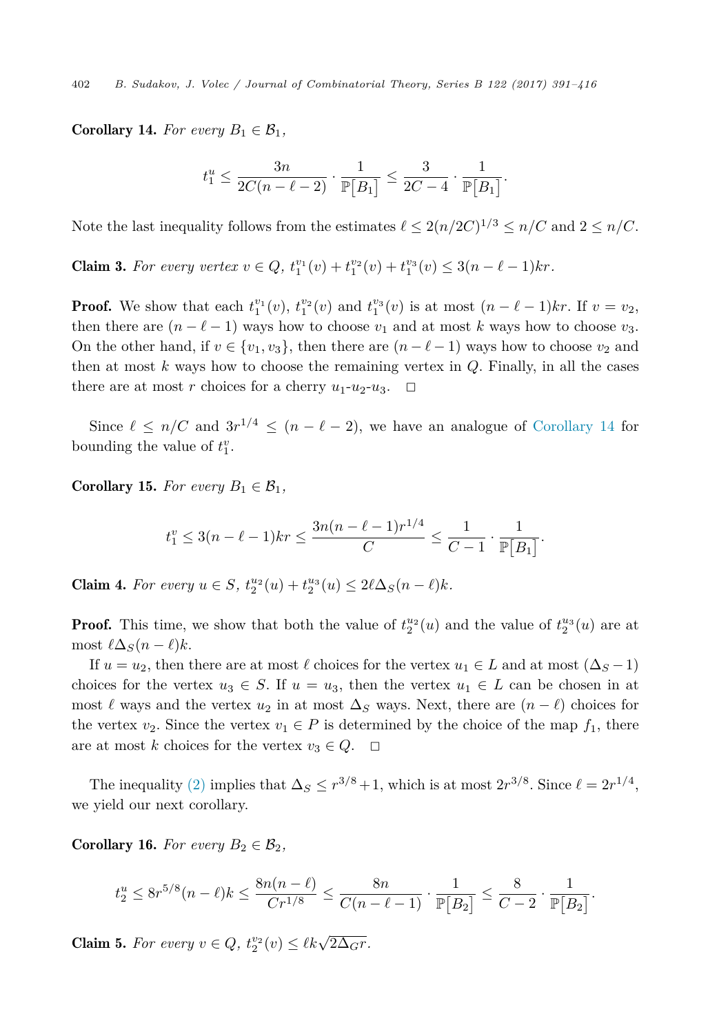**Corollary 14.** *For every $B_1 \in \mathcal{B}_1$,*

$$t_1^u \leq \frac{3n}{2C(n-\ell-2)} \cdot \frac{1}{\mathbb{P}\big[B_1\big]} \leq \frac{3}{2C-4} \cdot \frac{1}{\mathbb{P}\big[B_1\big]}.$$

Note the last inequality follows from the estimates $\ell \leq 2(n/2C)^{1/3} \leq n/C$ and $2 \leq n/C$.

**Claim 3.** *For every vertex $v \in Q$, $t_1^{v_1}(v) + t_1^{v_2}(v) + t_1^{v_3}(v) \leq 3(n-\ell-1)kr$.*

**Proof.** We show that each $t_1^{v_1}(v)$, $t_1^{v_2}(v)$ and $t_1^{v_3}(v)$ is at most $(n-\ell-1)kr$. If $v = v_2$, then there are $(n-\ell-1)$ ways how to choose $v_1$ and at most $k$ ways how to choose $v_3$. On the other hand, if $v \in \{v_1, v_3\}$, then there are $(n-\ell-1)$ ways how to choose $v_2$ and then at most $k$ ways how to choose the remaining vertex in $Q$. Finally, in all the cases there are at most $r$ choices for a cherry $u_1$-$u_2$-$u_3$. □

Since $\ell \leq n/C$ and $3r^{1/4} \leq (n-\ell-2)$, we have an analogue of Corollary 14 for bounding the value of $t_1^v$.

**Corollary 15.** *For every $B_1 \in \mathcal{B}_1$,*

$$t_1^v \leq 3(n-\ell-1)kr \leq \frac{3n(n-\ell-1)r^{1/4}}{C} \leq \frac{1}{C-1} \cdot \frac{1}{\mathbb{P}\big[B_1\big]}.$$

**Claim 4.** *For every $u \in S$, $t_2^{u_2}(u) + t_2^{u_3}(u) \leq 2\ell\Delta_S(n-\ell)k$.*

**Proof.** This time, we show that both the value of $t_2^{u_2}(u)$ and the value of $t_2^{u_3}(u)$ are at most $\ell\Delta_S(n-\ell)k$.

If $u = u_2$, then there are at most $\ell$ choices for the vertex $u_1 \in L$ and at most $(\Delta_S - 1)$ choices for the vertex $u_3 \in S$. If $u = u_3$, then the vertex $u_1 \in L$ can be chosen in at most $\ell$ ways and the vertex $u_2$ in at most $\Delta_S$ ways. Next, there are $(n-\ell)$ choices for the vertex $v_2$. Since the vertex $v_1 \in P$ is determined by the choice of the map $f_1$, there are at most $k$ choices for the vertex $v_3 \in Q$. □

The inequality (2) implies that $\Delta_S \leq r^{3/8} + 1$, which is at most $2r^{3/8}$. Since $\ell = 2r^{1/4}$, we yield our next corollary.

**Corollary 16.** *For every $B_2 \in \mathcal{B}_2$,*

$$t_2^u \leq 8r^{5/8}(n-\ell)k \leq \frac{8n(n-\ell)}{Cr^{1/8}} \leq \frac{8n}{C(n-\ell-1)} \cdot \frac{1}{\mathbb{P}\big[B_2\big]} \leq \frac{8}{C-2} \cdot \frac{1}{\mathbb{P}\big[B_2\big]}.$$

**Claim 5.** *For every $v \in Q$, $t_2^{v_2}(v) \leq \ell k \sqrt{2\Delta_G r}$.*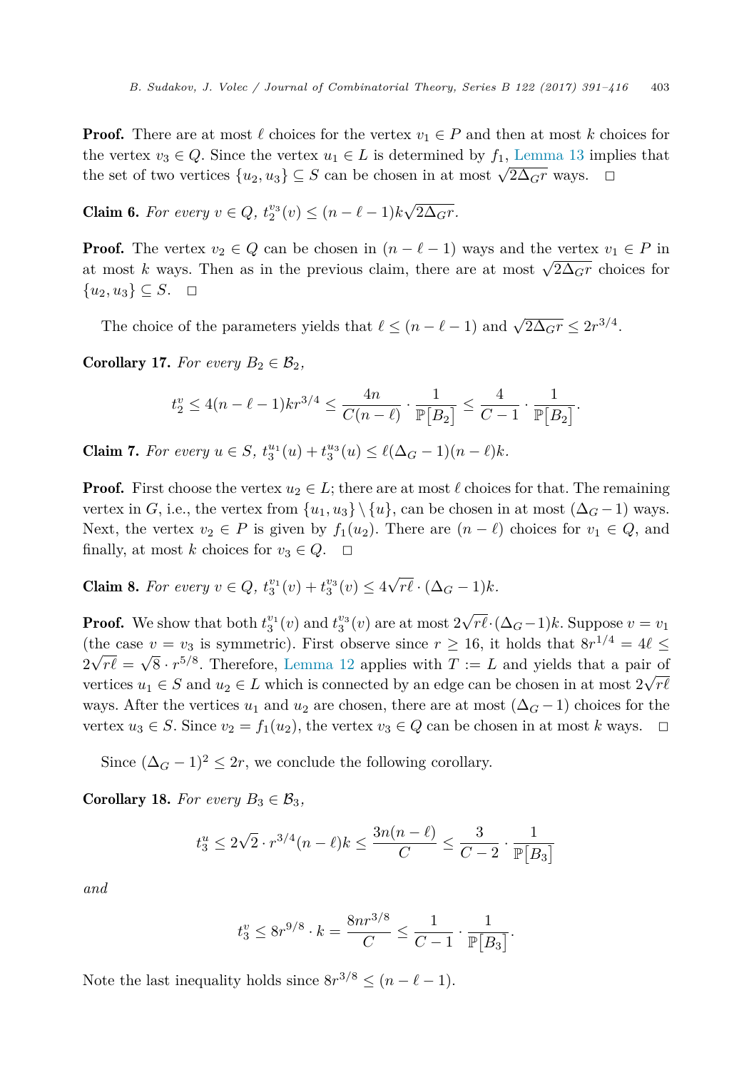**Proof.** There are at most $\ell$ choices for the vertex $v_1 \in P$ and then at most $k$ choices for the vertex $v_3 \in Q$. Since the vertex $u_1 \in L$ is determined by $f_1$, Lemma 13 implies that the set of two vertices $\{u_2, u_3\} \subseteq S$ can be chosen in at most $\sqrt{2\Delta_G r}$ ways. $\square$

**Claim 6.** *For every $v \in Q$, $t_2^{v_3}(v) \le (n - \ell - 1)k\sqrt{2\Delta_G r}$.*

**Proof.** The vertex $v_2 \in Q$ can be chosen in $(n - \ell - 1)$ ways and the vertex $v_1 \in P$ in at most $k$ ways. Then as in the previous claim, there are at most $\sqrt{2\Delta_G r}$ choices for $\{u_2, u_3\} \subseteq S$. $\square$

The choice of the parameters yields that $\ell \le (n - \ell - 1)$ and $\sqrt{2\Delta_G r} \le 2r^{3/4}$.

**Corollary 17.** *For every $B_2 \in \mathcal{B}_2$,*

$$t_2^v \le 4(n - \ell - 1)kr^{3/4} \le \frac{4n}{C(n-\ell)} \cdot \frac{1}{\mathbb{P}[B_2]} \le \frac{4}{C-1} \cdot \frac{1}{\mathbb{P}[B_2]}.$$

**Claim 7.** *For every $u \in S$, $t_3^{u_1}(u) + t_3^{u_3}(u) \le \ell(\Delta_G - 1)(n - \ell)k$.*

**Proof.** First choose the vertex $u_2 \in L$; there are at most $\ell$ choices for that. The remaining vertex in $G$, i.e., the vertex from $\{u_1, u_3\} \setminus \{u\}$, can be chosen in at most $(\Delta_G - 1)$ ways. Next, the vertex $v_2 \in P$ is given by $f_1(u_2)$. There are $(n - \ell)$ choices for $v_1 \in Q$, and finally, at most $k$ choices for $v_3 \in Q$. $\square$

**Claim 8.** *For every $v \in Q$, $t_3^{v_1}(v) + t_3^{v_3}(v) \le 4\sqrt{r\ell} \cdot (\Delta_G - 1)k$.*

**Proof.** We show that both $t_3^{v_1}(v)$ and $t_3^{v_3}(v)$ are at most $2\sqrt{r\ell} \cdot (\Delta_G - 1)k$. Suppose $v = v_1$ (the case $v = v_3$ is symmetric). First observe since $r \ge 16$, it holds that $8r^{1/4} = 4\ell \le 2\sqrt{r\ell} = \sqrt{8} \cdot r^{5/8}$. Therefore, Lemma 12 applies with $T := L$ and yields that a pair of vertices $u_1 \in S$ and $u_2 \in L$ which is connected by an edge can be chosen in at most $2\sqrt{r\ell}$ ways. After the vertices $u_1$ and $u_2$ are chosen, there are at most $(\Delta_G - 1)$ choices for the vertex $u_3 \in S$. Since $v_2 = f_1(u_2)$, the vertex $v_3 \in Q$ can be chosen in at most $k$ ways. $\square$

Since $(\Delta_G - 1)^2 \le 2r$, we conclude the following corollary.

**Corollary 18.** *For every $B_3 \in \mathcal{B}_3$,*

$$t_3^u \le 2\sqrt{2} \cdot r^{3/4}(n - \ell)k \le \frac{3n(n-\ell)}{C} \le \frac{3}{C-2} \cdot \frac{1}{\mathbb{P}[B_3]}$$

*and*

$$t_3^v \le 8r^{9/8} \cdot k = \frac{8nr^{3/8}}{C} \le \frac{1}{C-1} \cdot \frac{1}{\mathbb{P}[B_3]}.$$

Note the last inequality holds since $8r^{3/8} \le (n - \ell - 1)$.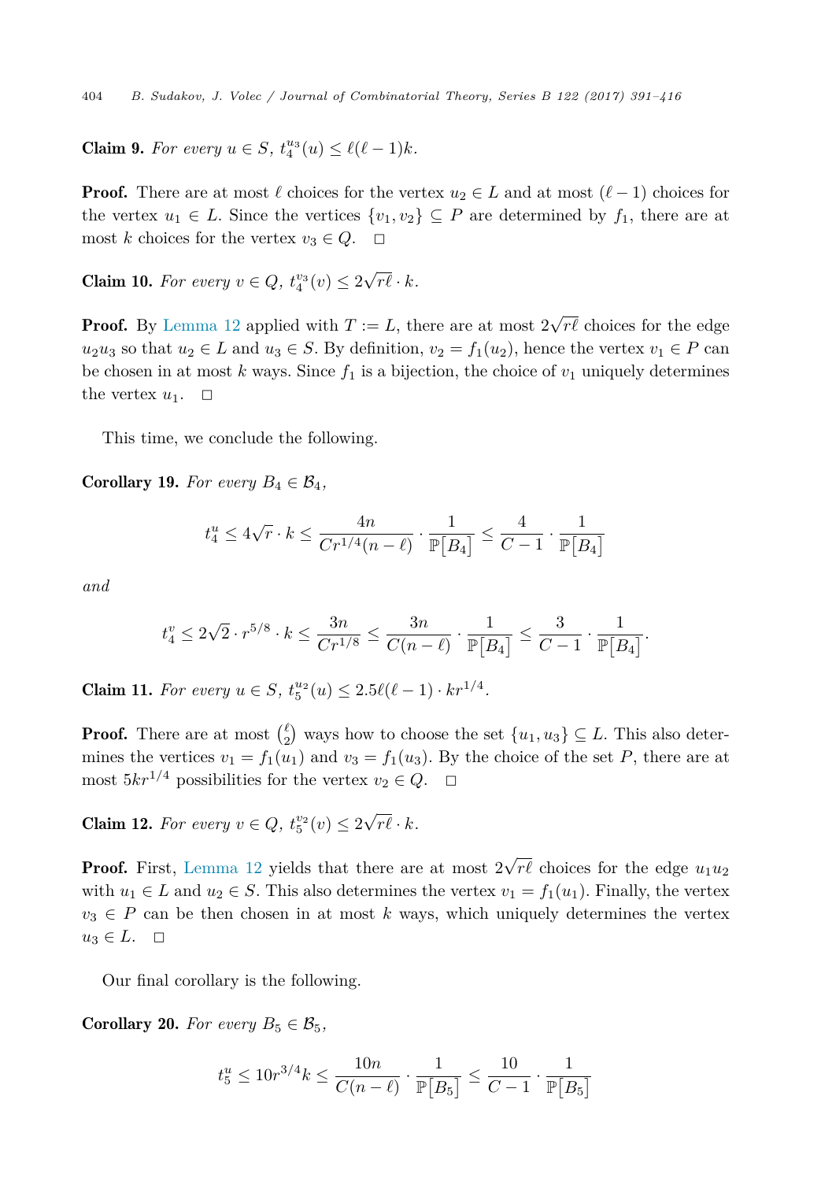**Claim 9.** *For every $u \in S$, $t_4^{u_3}(u) \le \ell(\ell-1)k$.*

**Proof.** There are at most $\ell$ choices for the vertex $u_2 \in L$ and at most $(\ell - 1)$ choices for the vertex $u_1 \in L$. Since the vertices $\{v_1, v_2\} \subseteq P$ are determined by $f_1$, there are at most $k$ choices for the vertex $v_3 \in Q$. $\square$

**Claim 10.** *For every $v \in Q$, $t_4^{v_3}(v) \le 2\sqrt{r\ell} \cdot k$.*

**Proof.** By Lemma 12 applied with $T := L$, there are at most $2\sqrt{r\ell}$ choices for the edge $u_2u_3$ so that $u_2 \in L$ and $u_3 \in S$. By definition, $v_2 = f_1(u_2)$, hence the vertex $v_1 \in P$ can be chosen in at most $k$ ways. Since $f_1$ is a bijection, the choice of $v_1$ uniquely determines the vertex $u_1$. $\square$

This time, we conclude the following.

**Corollary 19.** *For every $B_4 \in \mathcal{B}_4$,*

$$t_4^u \le 4\sqrt{r} \cdot k \le \frac{4n}{Cr^{1/4}(n-\ell)} \cdot \frac{1}{\mathbb{P}\big[B_4\big]} \le \frac{4}{C-1} \cdot \frac{1}{\mathbb{P}\big[B_4\big]}$$

*and*

$$t_4^v \le 2\sqrt{2} \cdot r^{5/8} \cdot k \le \frac{3n}{Cr^{1/8}} \le \frac{3n}{C(n-\ell)} \cdot \frac{1}{\mathbb{P}\big[B_4\big]} \le \frac{3}{C-1} \cdot \frac{1}{\mathbb{P}\big[B_4\big]}.$$

**Claim 11.** *For every $u \in S$, $t_5^{u_2}(u) \le 2.5\ell(\ell-1) \cdot kr^{1/4}$.*

**Proof.** There are at most $\binom{\ell}{2}$ ways how to choose the set $\{u_1, u_3\} \subseteq L$. This also determines the vertices $v_1 = f_1(u_1)$ and $v_3 = f_1(u_3)$. By the choice of the set $P$, there are at most $5kr^{1/4}$ possibilities for the vertex $v_2 \in Q$. $\square$

**Claim 12.** *For every $v \in Q$, $t_5^{v_2}(v) \le 2\sqrt{r\ell} \cdot k$.*

**Proof.** First, Lemma 12 yields that there are at most $2\sqrt{r\ell}$ choices for the edge $u_1u_2$ with $u_1 \in L$ and $u_2 \in S$. This also determines the vertex $v_1 = f_1(u_1)$. Finally, the vertex $v_3 \in P$ can be then chosen in at most $k$ ways, which uniquely determines the vertex $u_3 \in L$. $\square$

Our final corollary is the following.

**Corollary 20.** *For every $B_5 \in \mathcal{B}_5$,*

$$t_5^u \le 10r^{3/4}k \le \frac{10n}{C(n-\ell)} \cdot \frac{1}{\mathbb{P}\big[B_5\big]} \le \frac{10}{C-1} \cdot \frac{1}{\mathbb{P}\big[B_5\big]}$$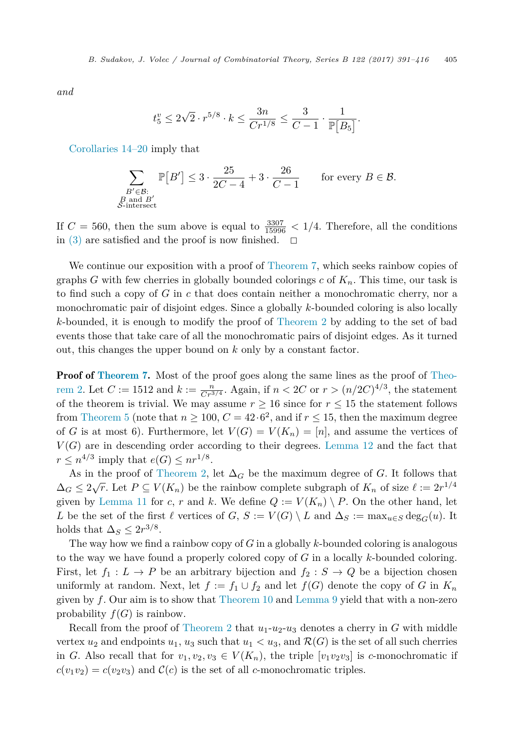*and*

$$t_5^v \le 2\sqrt{2} \cdot r^{5/8} \cdot k \le \frac{3n}{Cr^{1/8}} \le \frac{3}{C-1} \cdot \frac{1}{\mathbb{P}[B_5]}.$$

Corollaries 14–20 imply that

$$\sum_{\substack{B' \in \mathcal{B}: \\ B \text{ and } B' \\ \mathcal{S}\text{-intersect}}} \mathbb{P}[B'] \le 3 \cdot \frac{25}{2C-4} + 3 \cdot \frac{26}{C-1} \qquad \text{for every } B \in \mathcal{B}.$$

If $C = 560$, then the sum above is equal to $\frac{3307}{15996} < 1/4$. Therefore, all the conditions in (3) are satisfied and the proof is now finished. □

We continue our exposition with a proof of Theorem 7, which seeks rainbow copies of graphs $G$ with few cherries in globally bounded colorings $c$ of $K_n$. This time, our task is to find such a copy of $G$ in $c$ that does contain neither a monochromatic cherry, nor a monochromatic pair of disjoint edges. Since a globally $k$-bounded coloring is also locally $k$-bounded, it is enough to modify the proof of Theorem 2 by adding to the set of bad events those that take care of all the monochromatic pairs of disjoint edges. As it turned out, this changes the upper bound on $k$ only by a constant factor.

**Proof of Theorem 7.** Most of the proof goes along the same lines as the proof of Theorem 2. Let $C := 1512$ and $k := \frac{n}{Cr^{3/4}}$. Again, if $n < 2C$ or $r > (n/2C)^{4/3}$, the statement of the theorem is trivial. We may assume $r \ge 16$ since for $r \le 15$ the statement follows from Theorem 5 (note that $n \ge 100$, $C = 42 \cdot 6^2$, and if $r \le 15$, then the maximum degree of $G$ is at most 6). Furthermore, let $V(G) = V(K_n) = [n]$, and assume the vertices of $V(G)$ are in descending order according to their degrees. Lemma 12 and the fact that $r \le n^{4/3}$ imply that $e(G) \le nr^{1/8}$.

As in the proof of Theorem 2, let $\Delta_G$ be the maximum degree of $G$. It follows that $\Delta_G \le 2\sqrt{r}$. Let $P \subseteq V(K_n)$ be the rainbow complete subgraph of $K_n$ of size $\ell := 2r^{1/4}$ given by Lemma 11 for $c$, $r$ and $k$. We define $Q := V(K_n) \setminus P$. On the other hand, let $L$ be the set of the first $\ell$ vertices of $G$, $S := V(G) \setminus L$ and $\Delta_S := \max_{u \in S} \deg_G(u)$. It holds that $\Delta_S \le 2r^{3/8}$.

The way how we find a rainbow copy of $G$ in a globally $k$-bounded coloring is analogous to the way we have found a properly colored copy of $G$ in a locally $k$-bounded coloring. First, let $f_1 : L \to P$ be an arbitrary bijection and $f_2 : S \to Q$ be a bijection chosen uniformly at random. Next, let $f := f_1 \cup f_2$ and let $f(G)$ denote the copy of $G$ in $K_n$ given by $f$. Our aim is to show that Theorem 10 and Lemma 9 yield that with a non-zero probability $f(G)$ is rainbow.

Recall from the proof of Theorem 2 that $u_1$-$u_2$-$u_3$ denotes a cherry in $G$ with middle vertex $u_2$ and endpoints $u_1$, $u_3$ such that $u_1 < u_3$, and $\mathcal{R}(G)$ is the set of all such cherries in $G$. Also recall that for $v_1, v_2, v_3 \in V(K_n)$, the triple $[v_1v_2v_3]$ is $c$-monochromatic if $c(v_1v_2) = c(v_2v_3)$ and $\mathcal{C}(c)$ is the set of all $c$-monochromatic triples.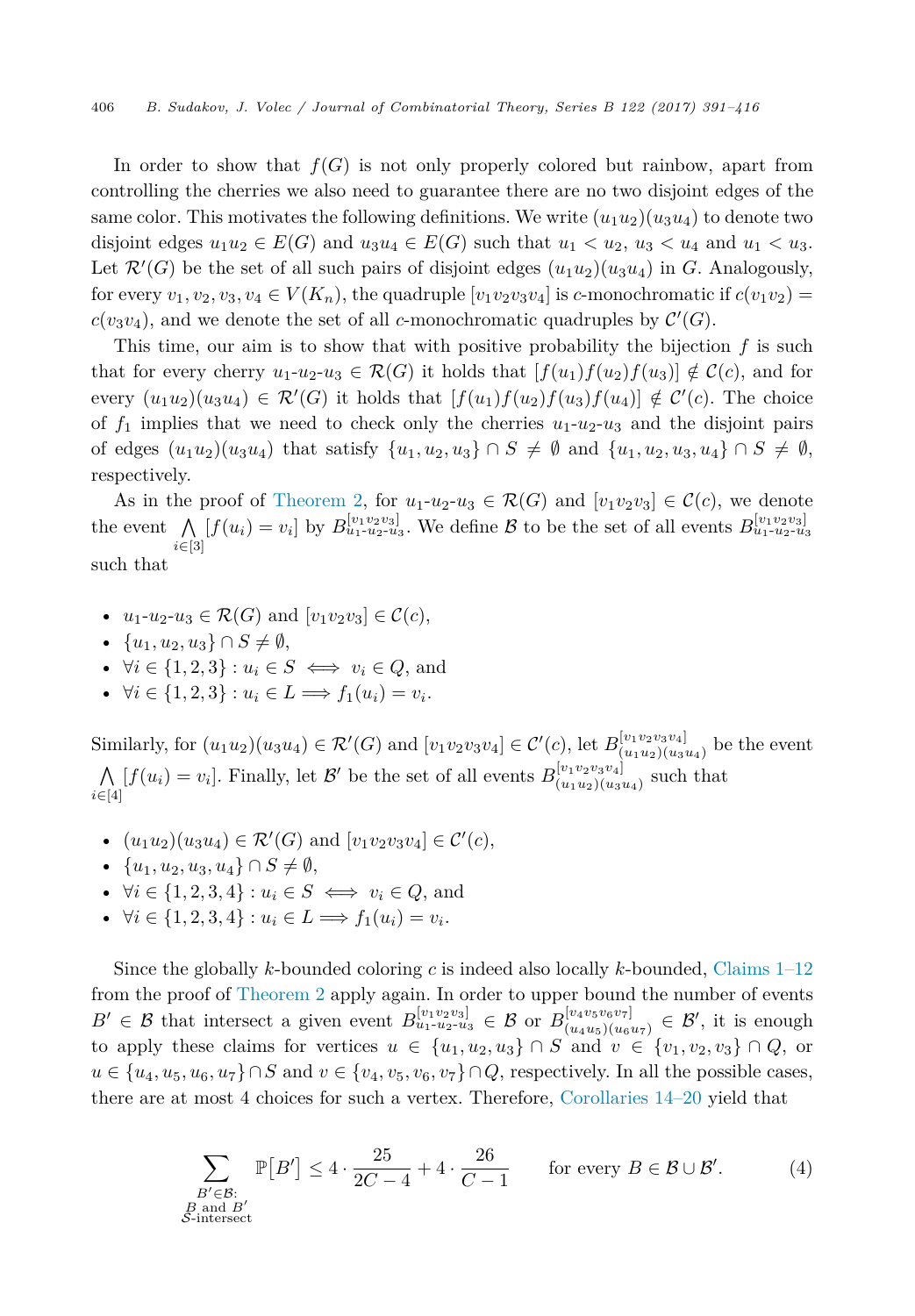In order to show that $f(G)$ is not only properly colored but rainbow, apart from controlling the cherries we also need to guarantee there are no two disjoint edges of the same color. This motivates the following definitions. We write $(u_1u_2)(u_3u_4)$ to denote two disjoint edges $u_1u_2 \in E(G)$ and $u_3u_4 \in E(G)$ such that $u_1 < u_2$, $u_3 < u_4$ and $u_1 < u_3$. Let $\mathcal{R}'(G)$ be the set of all such pairs of disjoint edges $(u_1u_2)(u_3u_4)$ in $G$. Analogously, for every $v_1, v_2, v_3, v_4 \in V(K_n)$, the quadruple $[v_1v_2v_3v_4]$ is $c$-monochromatic if $c(v_1v_2) = c(v_3v_4)$, and we denote the set of all $c$-monochromatic quadruples by $\mathcal{C}'(G)$.

This time, our aim is to show that with positive probability the bijection $f$ is such that for every cherry $u_1$-$u_2$-$u_3 \in \mathcal{R}(G)$ it holds that $[f(u_1)f(u_2)f(u_3)] \notin \mathcal{C}(c)$, and for every $(u_1u_2)(u_3u_4) \in \mathcal{R}'(G)$ it holds that $[f(u_1)f(u_2)f(u_3)f(u_4)] \notin \mathcal{C}'(c)$. The choice of $f_1$ implies that we need to check only the cherries $u_1$-$u_2$-$u_3$ and the disjoint pairs of edges $(u_1u_2)(u_3u_4)$ that satisfy $\{u_1, u_2, u_3\} \cap S \neq \emptyset$ and $\{u_1, u_2, u_3, u_4\} \cap S \neq \emptyset$, respectively.

As in the proof of Theorem 2, for $u_1$-$u_2$-$u_3 \in \mathcal{R}(G)$ and $[v_1v_2v_3] \in \mathcal{C}(c)$, we denote the event $\bigwedge_{i\in[3]} [f(u_i) = v_i]$ by $B^{[v_1v_2v_3]}_{u_1\text{-}u_2\text{-}u_3}$. We define $\mathcal{B}$ to be the set of all events $B^{[v_1v_2v_3]}_{u_1\text{-}u_2\text{-}u_3}$ such that

- $u_1$-$u_2$-$u_3 \in \mathcal{R}(G)$ and $[v_1v_2v_3] \in \mathcal{C}(c)$,
- $\{u_1, u_2, u_3\} \cap S \neq \emptyset$,
- $\forall i \in \{1, 2, 3\} : u_i \in S \iff v_i \in Q$, and
- $\forall i \in \{1, 2, 3\} : u_i \in L \implies f_1(u_i) = v_i$.

Similarly, for $(u_1u_2)(u_3u_4) \in \mathcal{R}'(G)$ and $[v_1v_2v_3v_4] \in \mathcal{C}'(c)$, let $B^{[v_1v_2v_3v_4]}_{(u_1u_2)(u_3u_4)}$ be the event $\bigwedge_{i\in[4]} [f(u_i) = v_i]$. Finally, let $\mathcal{B}'$ be the set of all events $B^{[v_1v_2v_3v_4]}_{(u_1u_2)(u_3u_4)}$ such that

- $(u_1u_2)(u_3u_4) \in \mathcal{R}'(G)$ and $[v_1v_2v_3v_4] \in \mathcal{C}'(c)$,
- $\{u_1, u_2, u_3, u_4\} \cap S \neq \emptyset$,
- $\forall i \in \{1, 2, 3, 4\} : u_i \in S \iff v_i \in Q$, and
- $\forall i \in \{1, 2, 3, 4\} : u_i \in L \implies f_1(u_i) = v_i$.

Since the globally $k$-bounded coloring $c$ is indeed also locally $k$-bounded, Claims 1–12 from the proof of Theorem 2 apply again. In order to upper bound the number of events $B' \in \mathcal{B}$ that intersect a given event $B^{[v_1v_2v_3]}_{u_1\text{-}u_2\text{-}u_3} \in \mathcal{B}$ or $B^{[v_4v_5v_6v_7]}_{(u_4u_5)(u_6u_7)} \in \mathcal{B}'$, it is enough to apply these claims for vertices $u \in \{u_1, u_2, u_3\} \cap S$ and $v \in \{v_1, v_2, v_3\} \cap Q$, or $u \in \{u_4, u_5, u_6, u_7\} \cap S$ and $v \in \{v_4, v_5, v_6, v_7\} \cap Q$, respectively. In all the possible cases, there are at most 4 choices for such a vertex. Therefore, Corollaries 14–20 yield that

$$\sum_{\substack{B' \in \mathcal{B}: \\ B \text{ and } B' \\ \mathcal{S}\text{-intersect}}} \mathbb{P}\big[B'\big] \leq 4 \cdot \frac{25}{2C-4} + 4 \cdot \frac{26}{C-1} \qquad \text{for every } B \in \mathcal{B} \cup \mathcal{B}'. \tag{4}$$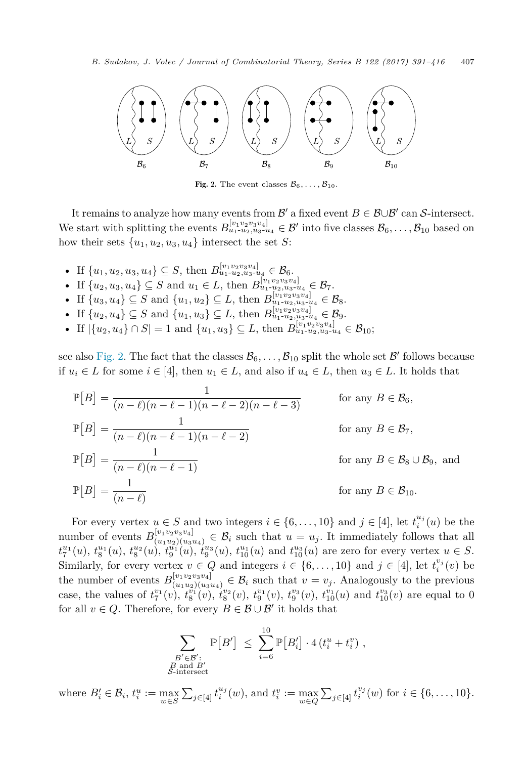Fig. 2. The event classes $\mathcal{B}_6, \ldots, \mathcal{B}_{10}$.

It remains to analyze how many events from $\mathcal{B}'$ a fixed event $B \in \mathcal{B} \cup \mathcal{B}'$ can $\mathcal{S}$-intersect. We start with splitting the events $B^{[v_1v_2v_3v_4]}_{u_1\text{-}u_2,u_3\text{-}u_4} \in \mathcal{B}'$ into five classes $\mathcal{B}_6, \ldots, \mathcal{B}_{10}$ based on how their sets $\{u_1, u_2, u_3, u_4\}$ intersect the set $S$:

- If $\{u_1, u_2, u_3, u_4\} \subseteq S$, then $B^{[v_1v_2v_3v_4]}_{u_1\text{-}u_2,u_3\text{-}u_4} \in \mathcal{B}_6$.
- If $\{u_2, u_3, u_4\} \subseteq S$ and $u_1 \in L$, then $B^{[v_1v_2v_3v_4]}_{u_1\text{-}u_2,u_3\text{-}u_4} \in \mathcal{B}_7$.
- If $\{u_3, u_4\} \subseteq S$ and $\{u_1, u_2\} \subseteq L$, then $B^{[v_1v_2v_3v_4]}_{u_1\text{-}u_2,u_3\text{-}u_4} \in \mathcal{B}_8$.
- If $\{u_2, u_4\} \subseteq S$ and $\{u_1, u_3\} \subseteq L$, then $B^{[v_1v_2v_3v_4]}_{u_1\text{-}u_2,u_3\text{-}u_4} \in \mathcal{B}_9$.
- If $|\{u_2, u_4\} \cap S| = 1$ and $\{u_1, u_3\} \subseteq L$, then $B^{[v_1v_2v_3v_4]}_{u_1\text{-}u_2,u_3\text{-}u_4} \in \mathcal{B}_{10}$;

see also Fig. 2. The fact that the classes $\mathcal{B}_6, \ldots, \mathcal{B}_{10}$ split the whole set $\mathcal{B}'$ follows because if $u_i \in L$ for some $i \in [4]$, then $u_1 \in L$, and also if $u_4 \in L$, then $u_3 \in L$. It holds that

$$
\begin{aligned}
\mathbb{P}[B] &= \frac{1}{(n-\ell)(n-\ell-1)(n-\ell-2)(n-\ell-3)} && \text{for any } B \in \mathcal{B}_6,\\
\mathbb{P}[B] &= \frac{1}{(n-\ell)(n-\ell-1)(n-\ell-2)} && \text{for any } B \in \mathcal{B}_7,\\
\mathbb{P}[B] &= \frac{1}{(n-\ell)(n-\ell-1)} && \text{for any } B \in \mathcal{B}_8 \cup \mathcal{B}_9, \text{ and}\\
\mathbb{P}[B] &= \frac{1}{(n-\ell)} && \text{for any } B \in \mathcal{B}_{10}.
\end{aligned}
$$

For every vertex $u \in S$ and two integers $i \in \{6, \ldots, 10\}$ and $j \in [4]$, let $t_i^{u_j}(u)$ be the number of events $B^{[v_1v_2v_3v_4]}_{(u_1u_2)(u_3u_4)} \in \mathcal{B}_i$ such that $u = u_j$. It immediately follows that all $t_7^{u_1}(u)$, $t_8^{u_1}(u)$, $t_8^{u_2}(u)$, $t_9^{u_1}(u)$, $t_9^{u_3}(u)$, $t_{10}^{u_1}(u)$ and $t_{10}^{u_3}(u)$ are zero for every vertex $u \in S$. Similarly, for every vertex $v \in Q$ and integers $i \in \{6, \ldots, 10\}$ and $j \in [4]$, let $t_i^{v_j}(v)$ be the number of events $B^{[v_1v_2v_3v_4]}_{(u_1u_2)(u_3u_4)} \in \mathcal{B}_i$ such that $v = v_j$. Analogously to the previous case, the values of $t_7^{v_1}(v)$, $t_8^{v_1}(v)$, $t_8^{v_2}(v)$, $t_9^{v_1}(v)$, $t_9^{v_3}(v)$, $t_{10}^{v_1}(u)$ and $t_{10}^{v_3}(v)$ are equal to 0 for all $v \in Q$. Therefore, for every $B \in \mathcal{B} \cup \mathcal{B}'$ it holds that

$$
\sum_{\substack{B' \in \mathcal{B}':\\ B \text{ and } B'\\ \mathcal{S}\text{-intersect}}} \mathbb{P}[B'] \;\leq\; \sum_{i=6}^{10} \mathbb{P}[B'_i] \cdot 4\left(t_i^u + t_i^v\right),
$$

where $B'_i \in \mathcal{B}_i$, $t_i^u := \max_{w \in S} \sum_{j\in[4]} t_i^{u_j}(w)$, and $t_i^v := \max_{w \in Q} \sum_{j\in[4]} t_i^{v_j}(w)$ for $i \in \{6, \ldots, 10\}$.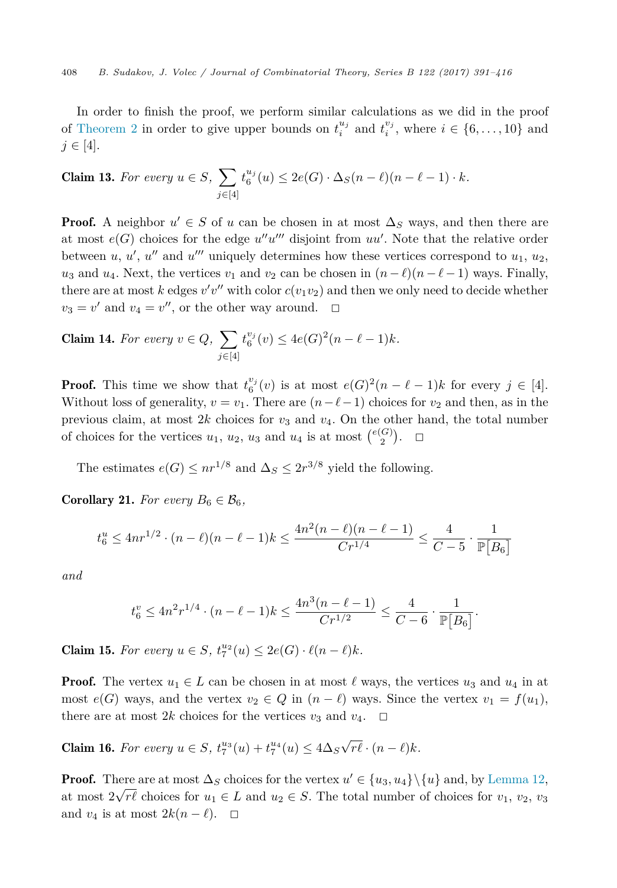In order to finish the proof, we perform similar calculations as we did in the proof of Theorem 2 in order to give upper bounds on $t_i^{u_j}$ and $t_i^{v_j}$, where $i \in \{6, \ldots, 10\}$ and $j \in [4]$.

**Claim 13.** *For every $u \in S$, $\sum_{j\in[4]} t_6^{u_j}(u) \le 2e(G) \cdot \Delta_S(n-\ell)(n-\ell-1) \cdot k$.*

**Proof.** A neighbor $u' \in S$ of $u$ can be chosen in at most $\Delta_S$ ways, and then there are at most $e(G)$ choices for the edge $u''u'''$ disjoint from $uu'$. Note that the relative order between $u$, $u'$, $u''$ and $u'''$ uniquely determines how these vertices correspond to $u_1$, $u_2$, $u_3$ and $u_4$. Next, the vertices $v_1$ and $v_2$ can be chosen in $(n-\ell)(n-\ell-1)$ ways. Finally, there are at most $k$ edges $v'v''$ with color $c(v_1v_2)$ and then we only need to decide whether $v_3 = v'$ and $v_4 = v''$, or the other way around. $\square$

**Claim 14.** *For every $v \in Q$, $\sum_{j\in[4]} t_6^{v_j}(v) \le 4e(G)^2(n-\ell-1)k$.*

**Proof.** This time we show that $t_6^{v_j}(v)$ is at most $e(G)^2(n-\ell-1)k$ for every $j \in [4]$. Without loss of generality, $v = v_1$. There are $(n-\ell-1)$ choices for $v_2$ and then, as in the previous claim, at most $2k$ choices for $v_3$ and $v_4$. On the other hand, the total number of choices for the vertices $u_1$, $u_2$, $u_3$ and $u_4$ is at most $\binom{e(G)}{2}$. $\square$

The estimates $e(G) \le nr^{1/8}$ and $\Delta_S \le 2r^{3/8}$ yield the following.

**Corollary 21.** *For every $B_6 \in \mathcal{B}_6$,*

$$t_6^u \le 4nr^{1/2} \cdot (n-\ell)(n-\ell-1)k \le \frac{4n^2(n-\ell)(n-\ell-1)}{Cr^{1/4}} \le \frac{4}{C-5} \cdot \frac{1}{\mathbb{P}\big[B_6\big]}$$

*and*

$$t_6^v \le 4n^2r^{1/4} \cdot (n-\ell-1)k \le \frac{4n^3(n-\ell-1)}{Cr^{1/2}} \le \frac{4}{C-6} \cdot \frac{1}{\mathbb{P}\big[B_6\big]}.$$

**Claim 15.** *For every $u \in S$, $t_7^{u_2}(u) \le 2e(G) \cdot \ell(n-\ell)k$.*

**Proof.** The vertex $u_1 \in L$ can be chosen in at most $\ell$ ways, the vertices $u_3$ and $u_4$ in at most $e(G)$ ways, and the vertex $v_2 \in Q$ in $(n-\ell)$ ways. Since the vertex $v_1 = f(u_1)$, there are at most $2k$ choices for the vertices $v_3$ and $v_4$. $\square$

**Claim 16.** *For every $u \in S$, $t_7^{u_3}(u) + t_7^{u_4}(u) \le 4\Delta_S\sqrt{r\ell} \cdot (n-\ell)k$.*

**Proof.** There are at most $\Delta_S$ choices for the vertex $u' \in \{u_3, u_4\} \setminus \{u\}$ and, by Lemma 12, at most $2\sqrt{r\ell}$ choices for $u_1 \in L$ and $u_2 \in S$. The total number of choices for $v_1$, $v_2$, $v_3$ and $v_4$ is at most $2k(n-\ell)$. $\square$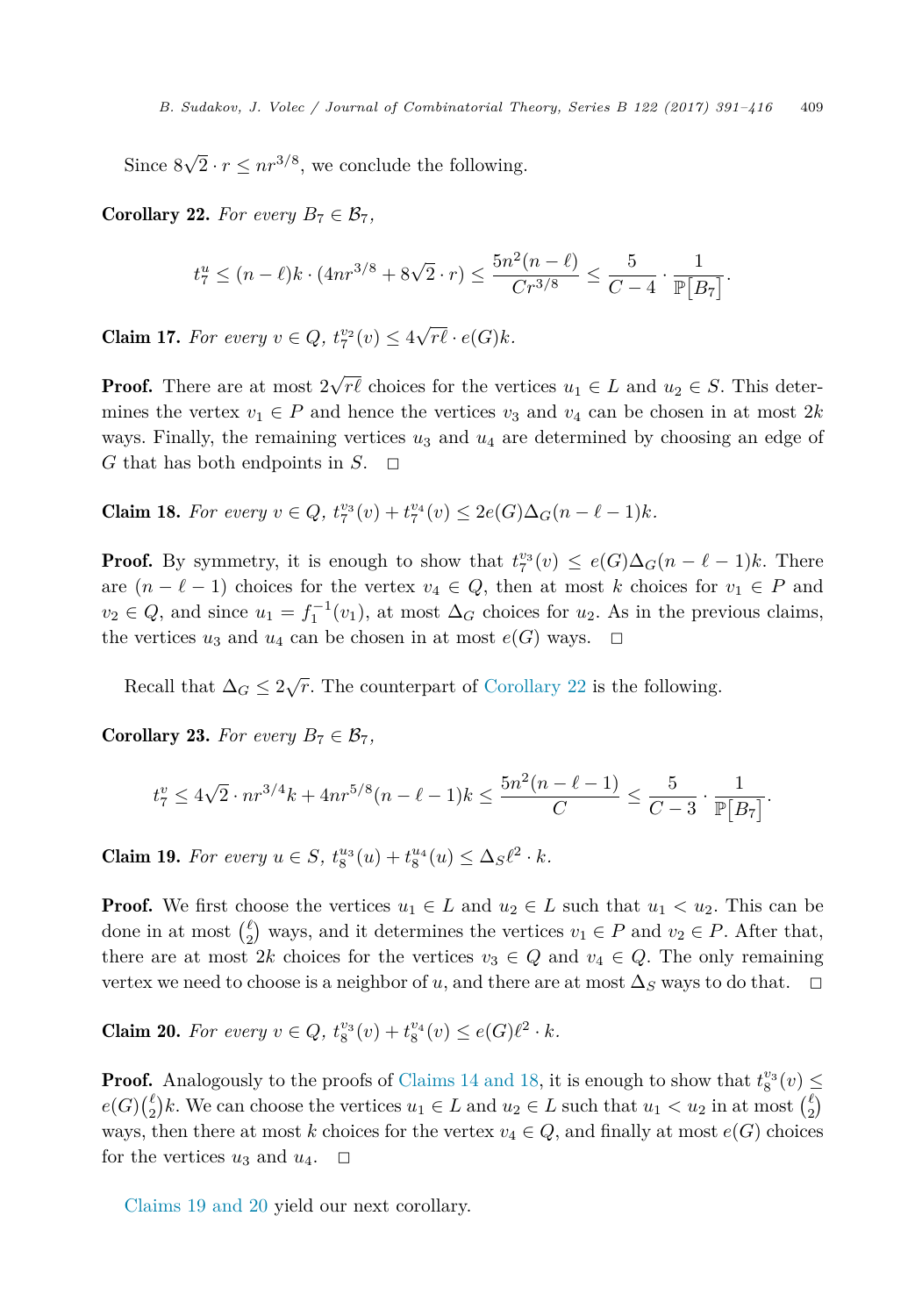Since $8\sqrt{2} \cdot r \leq nr^{3/8}$, we conclude the following.

**Corollary 22.** *For every $B_7 \in \mathcal{B}_7$,*

$$t_7^u \leq (n-\ell)k \cdot (4nr^{3/8} + 8\sqrt{2} \cdot r) \leq \frac{5n^2(n-\ell)}{Cr^{3/8}} \leq \frac{5}{C-4} \cdot \frac{1}{\mathbb{P}[B_7]}.$$

**Claim 17.** *For every $v \in Q$, $t_7^{v_2}(v) \leq 4\sqrt{r\ell} \cdot e(G)k$.*

**Proof.** There are at most $2\sqrt{r\ell}$ choices for the vertices $u_1 \in L$ and $u_2 \in S$. This determines the vertex $v_1 \in P$ and hence the vertices $v_3$ and $v_4$ can be chosen in at most $2k$ ways. Finally, the remaining vertices $u_3$ and $u_4$ are determined by choosing an edge of $G$ that has both endpoints in $S$. $\square$

**Claim 18.** *For every $v \in Q$, $t_7^{v_3}(v) + t_7^{v_4}(v) \leq 2e(G)\Delta_G(n-\ell-1)k$.*

**Proof.** By symmetry, it is enough to show that $t_7^{v_3}(v) \leq e(G)\Delta_G(n-\ell-1)k$. There are $(n-\ell-1)$ choices for the vertex $v_4 \in Q$, then at most $k$ choices for $v_1 \in P$ and $v_2 \in Q$, and since $u_1 = f_1^{-1}(v_1)$, at most $\Delta_G$ choices for $u_2$. As in the previous claims, the vertices $u_3$ and $u_4$ can be chosen in at most $e(G)$ ways. $\square$

Recall that $\Delta_G \leq 2\sqrt{r}$. The counterpart of Corollary 22 is the following.

**Corollary 23.** *For every $B_7 \in \mathcal{B}_7$,*

$$t_7^v \leq 4\sqrt{2} \cdot nr^{3/4}k + 4nr^{5/8}(n-\ell-1)k \leq \frac{5n^2(n-\ell-1)}{C} \leq \frac{5}{C-3} \cdot \frac{1}{\mathbb{P}[B_7]}.$$

**Claim 19.** *For every $u \in S$, $t_8^{u_3}(u) + t_8^{u_4}(u) \leq \Delta_S \ell^2 \cdot k$.*

**Proof.** We first choose the vertices $u_1 \in L$ and $u_2 \in L$ such that $u_1 < u_2$. This can be done in at most $\binom{\ell}{2}$ ways, and it determines the vertices $v_1 \in P$ and $v_2 \in P$. After that, there are at most $2k$ choices for the vertices $v_3 \in Q$ and $v_4 \in Q$. The only remaining vertex we need to choose is a neighbor of $u$, and there are at most $\Delta_S$ ways to do that. $\square$

**Claim 20.** *For every $v \in Q$, $t_8^{v_3}(v) + t_8^{v_4}(v) \leq e(G)\ell^2 \cdot k$.*

**Proof.** Analogously to the proofs of Claims 14 and 18, it is enough to show that $t_8^{v_3}(v) \leq e(G)\binom{\ell}{2}k$. We can choose the vertices $u_1 \in L$ and $u_2 \in L$ such that $u_1 < u_2$ in at most $\binom{\ell}{2}$ ways, then there at most $k$ choices for the vertex $v_4 \in Q$, and finally at most $e(G)$ choices for the vertices $u_3$ and $u_4$. $\square$

Claims 19 and 20 yield our next corollary.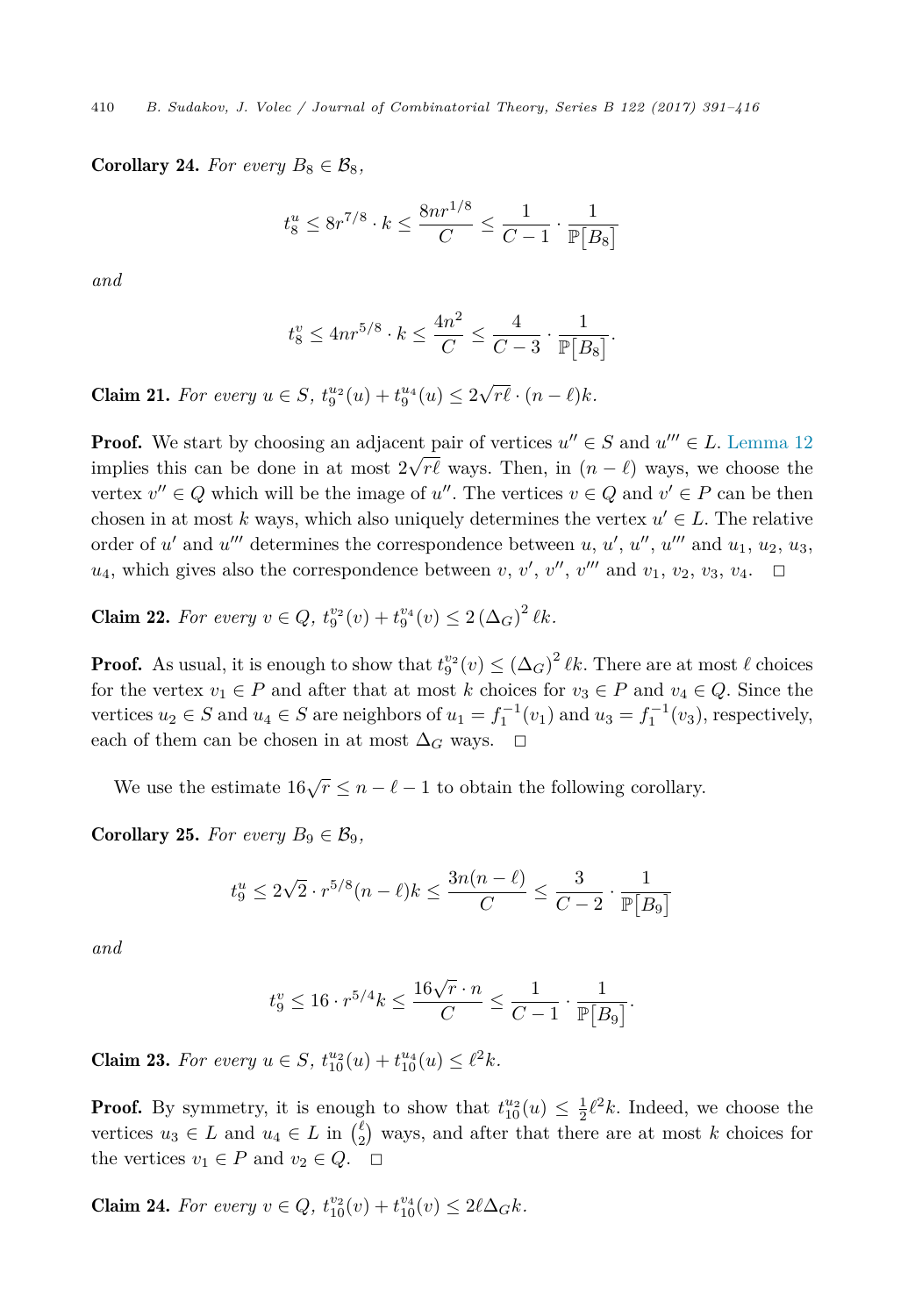**Corollary 24.** *For every $B_8 \in \mathcal{B}_8$,*

$$t_8^u \le 8r^{7/8} \cdot k \le \frac{8nr^{1/8}}{C} \le \frac{1}{C-1} \cdot \frac{1}{\mathbb{P}\big[B_8\big]}$$

*and*

$$t_8^v \le 4nr^{5/8} \cdot k \le \frac{4n^2}{C} \le \frac{4}{C-3} \cdot \frac{1}{\mathbb{P}\big[B_8\big]}.$$

**Claim 21.** *For every $u \in S$, $t_9^{u_2}(u) + t_9^{u_4}(u) \le 2\sqrt{r\ell} \cdot (n-\ell)k$.*

**Proof.** We start by choosing an adjacent pair of vertices $u'' \in S$ and $u''' \in L$. Lemma 12 implies this can be done in at most $2\sqrt{r\ell}$ ways. Then, in $(n-\ell)$ ways, we choose the vertex $v'' \in Q$ which will be the image of $u''$. The vertices $v \in Q$ and $v' \in P$ can be then chosen in at most $k$ ways, which also uniquely determines the vertex $u' \in L$. The relative order of $u'$ and $u'''$ determines the correspondence between $u$, $u'$, $u''$, $u'''$ and $u_1$, $u_2$, $u_3$, $u_4$, which gives also the correspondence between $v$, $v'$, $v''$, $v'''$ and $v_1$, $v_2$, $v_3$, $v_4$. $\square$

**Claim 22.** *For every $v \in Q$, $t_9^{v_2}(v) + t_9^{v_4}(v) \le 2\left(\Delta_G\right)^2 \ell k$.*

**Proof.** As usual, it is enough to show that $t_9^{v_2}(v) \le \left(\Delta_G\right)^2 \ell k$. There are at most $\ell$ choices for the vertex $v_1 \in P$ and after that at most $k$ choices for $v_3 \in P$ and $v_4 \in Q$. Since the vertices $u_2 \in S$ and $u_4 \in S$ are neighbors of $u_1 = f_1^{-1}(v_1)$ and $u_3 = f_1^{-1}(v_3)$, respectively, each of them can be chosen in at most $\Delta_G$ ways. $\square$

We use the estimate $16\sqrt{r} \le n - \ell - 1$ to obtain the following corollary.

**Corollary 25.** *For every $B_9 \in \mathcal{B}_9$,*

$$t_9^u \le 2\sqrt{2} \cdot r^{5/8}(n-\ell)k \le \frac{3n(n-\ell)}{C} \le \frac{3}{C-2} \cdot \frac{1}{\mathbb{P}\big[B_9\big]}$$

*and*

$$t_9^v \le 16 \cdot r^{5/4}k \le \frac{16\sqrt{r} \cdot n}{C} \le \frac{1}{C-1} \cdot \frac{1}{\mathbb{P}\big[B_9\big]}.$$

**Claim 23.** *For every $u \in S$, $t_{10}^{u_2}(u) + t_{10}^{u_4}(u) \le \ell^2 k$.*

**Proof.** By symmetry, it is enough to show that $t_{10}^{u_2}(u) \le \frac{1}{2}\ell^2 k$. Indeed, we choose the vertices $u_3 \in L$ and $u_4 \in L$ in $\binom{\ell}{2}$ ways, and after that there are at most $k$ choices for the vertices $v_1 \in P$ and $v_2 \in Q$. $\square$

**Claim 24.** *For every $v \in Q$, $t_{10}^{v_2}(v) + t_{10}^{v_4}(v) \le 2\ell\Delta_G k$.*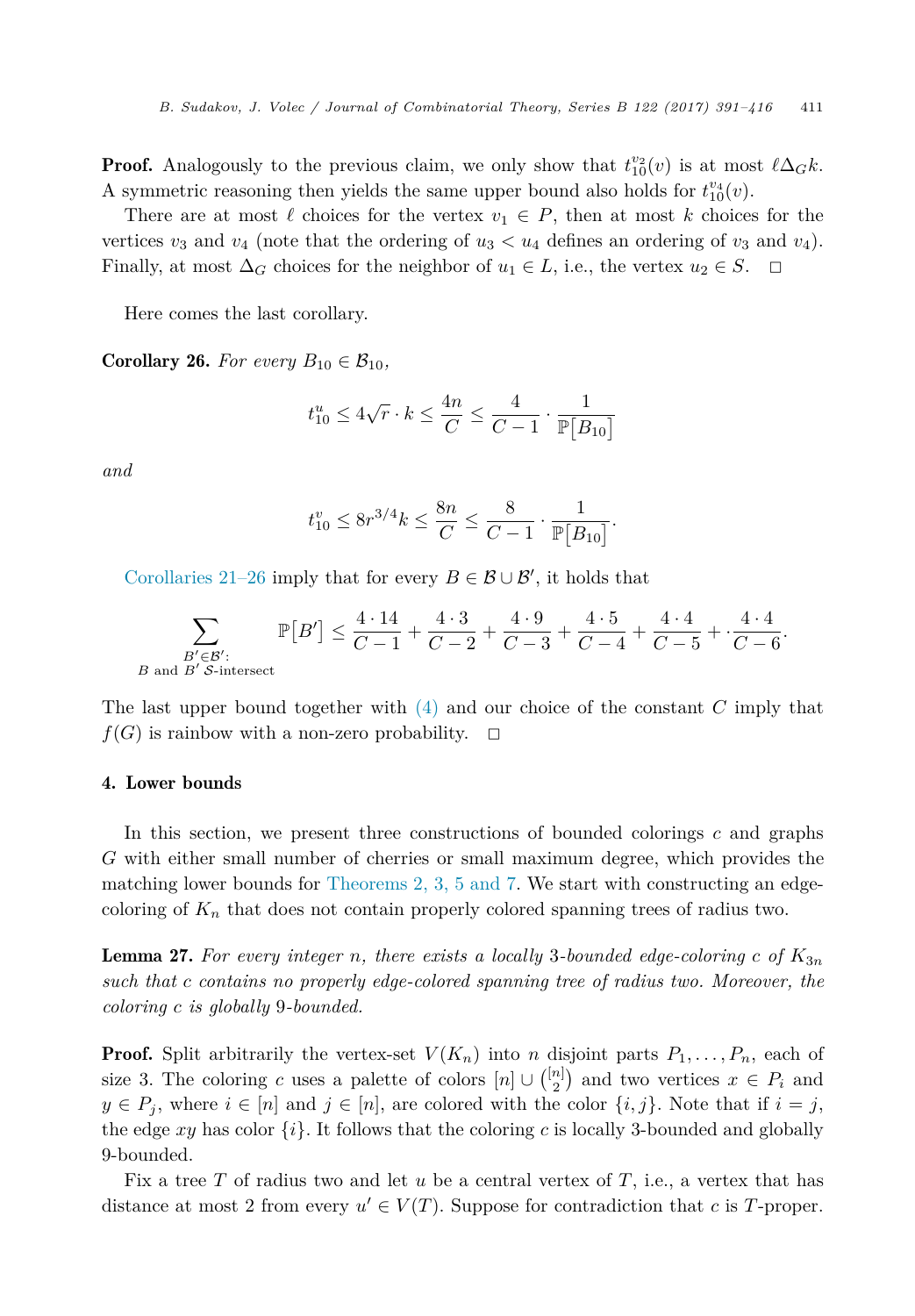**Proof.** Analogously to the previous claim, we only show that $t_{10}^{v_2}(v)$ is at most $\ell\Delta_G k$. A symmetric reasoning then yields the same upper bound also holds for $t_{10}^{v_4}(v)$.

There are at most $\ell$ choices for the vertex $v_1 \in P$, then at most $k$ choices for the vertices $v_3$ and $v_4$ (note that the ordering of $u_3 < u_4$ defines an ordering of $v_3$ and $v_4$). Finally, at most $\Delta_G$ choices for the neighbor of $u_1 \in L$, i.e., the vertex $u_2 \in S$. $\square$

Here comes the last corollary.

**Corollary 26.** *For every $B_{10} \in \mathcal{B}_{10}$,*

$$t_{10}^{u} \leq 4\sqrt{r} \cdot k \leq \frac{4n}{C} \leq \frac{4}{C-1} \cdot \frac{1}{\mathbb{P}[B_{10}]}$$

*and*

$$t_{10}^{v} \leq 8r^{3/4}k \leq \frac{8n}{C} \leq \frac{8}{C-1} \cdot \frac{1}{\mathbb{P}[B_{10}]}.$$

Corollaries 21–26 imply that for every $B \in \mathcal{B} \cup \mathcal{B}'$, it holds that

$$\sum_{\substack{B' \in \mathcal{B}': \\ B \text{ and } B' \ \mathcal{S}\text{-intersect}}} \mathbb{P}[B'] \leq \frac{4 \cdot 14}{C-1} + \frac{4 \cdot 3}{C-2} + \frac{4 \cdot 9}{C-3} + \frac{4 \cdot 5}{C-4} + \frac{4 \cdot 4}{C-5} + \cdot \frac{4 \cdot 4}{C-6}.$$

The last upper bound together with (4) and our choice of the constant $C$ imply that $f(G)$ is rainbow with a non-zero probability. $\square$

## 4. Lower bounds

In this section, we present three constructions of bounded colorings $c$ and graphs $G$ with either small number of cherries or small maximum degree, which provides the matching lower bounds for Theorems 2, 3, 5 and 7. We start with constructing an edge-coloring of $K_n$ that does not contain properly colored spanning trees of radius two.

**Lemma 27.** *For every integer $n$, there exists a locally 3-bounded edge-coloring $c$ of $K_{3n}$ such that $c$ contains no properly edge-colored spanning tree of radius two. Moreover, the coloring $c$ is globally 9-bounded.*

**Proof.** Split arbitrarily the vertex-set $V(K_n)$ into $n$ disjoint parts $P_1, \ldots, P_n$, each of size 3. The coloring $c$ uses a palette of colors $[n] \cup \binom{[n]}{2}$ and two vertices $x \in P_i$ and $y \in P_j$, where $i \in [n]$ and $j \in [n]$, are colored with the color $\{i, j\}$. Note that if $i = j$, the edge $xy$ has color $\{i\}$. It follows that the coloring $c$ is locally 3-bounded and globally 9-bounded.

Fix a tree $T$ of radius two and let $u$ be a central vertex of $T$, i.e., a vertex that has distance at most 2 from every $u' \in V(T)$. Suppose for contradiction that $c$ is $T$-proper.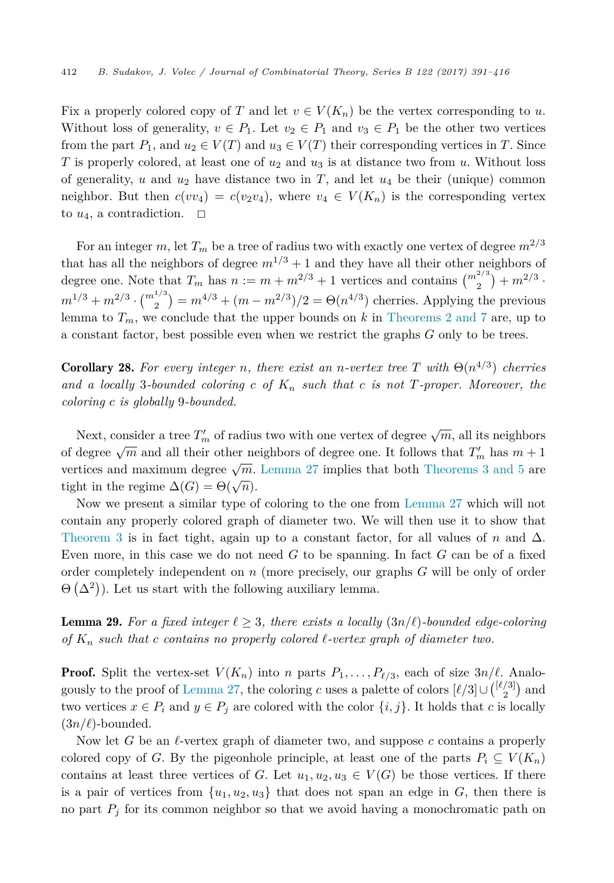Fix a properly colored copy of $T$ and let $v \in V(K_n)$ be the vertex corresponding to $u$. Without loss of generality, $v \in P_1$. Let $v_2 \in P_1$ and $v_3 \in P_1$ be the other two vertices from the part $P_1$, and $u_2 \in V(T)$ and $u_3 \in V(T)$ their corresponding vertices in $T$. Since $T$ is properly colored, at least one of $u_2$ and $u_3$ is at distance two from $u$. Without loss of generality, $u$ and $u_2$ have distance two in $T$, and let $u_4$ be their (unique) common neighbor. But then $c(vv_4) = c(v_2v_4)$, where $v_4 \in V(K_n)$ is the corresponding vertex to $u_4$, a contradiction. $\square$

For an integer $m$, let $T_m$ be a tree of radius two with exactly one vertex of degree $m^{2/3}$ that has all the neighbors of degree $m^{1/3}+1$ and they have all their other neighbors of degree one. Note that $T_m$ has $n := m + m^{2/3} + 1$ vertices and contains $\binom{m^{2/3}}{2} + m^{2/3} \cdot m^{1/3} + m^{2/3} \cdot \binom{m^{1/3}}{2} = m^{4/3} + (m - m^{2/3})/2 = \Theta(n^{4/3})$ cherries. Applying the previous lemma to $T_m$, we conclude that the upper bounds on $k$ in Theorems 2 and 7 are, up to a constant factor, best possible even when we restrict the graphs $G$ only to be trees.

**Corollary 28.** *For every integer $n$, there exist an $n$-vertex tree $T$ with $\Theta(n^{4/3})$ cherries and a locally 3-bounded coloring $c$ of $K_n$ such that $c$ is not $T$-proper. Moreover, the coloring $c$ is globally 9-bounded.*

Next, consider a tree $T'_m$ of radius two with one vertex of degree $\sqrt{m}$, all its neighbors of degree $\sqrt{m}$ and all their other neighbors of degree one. It follows that $T'_m$ has $m+1$ vertices and maximum degree $\sqrt{m}$. Lemma 27 implies that both Theorems 3 and 5 are tight in the regime $\Delta(G) = \Theta(\sqrt{n})$.

Now we present a similar type of coloring to the one from Lemma 27 which will not contain any properly colored graph of diameter two. We will then use it to show that Theorem 3 is in fact tight, again up to a constant factor, for all values of $n$ and $\Delta$. Even more, in this case we do not need $G$ to be spanning. In fact $G$ can be of a fixed order completely independent on $n$ (more precisely, our graphs $G$ will be only of order $\Theta\left(\Delta^2\right)$). Let us start with the following auxiliary lemma.

**Lemma 29.** *For a fixed integer $\ell \geq 3$, there exists a locally $(3n/\ell)$-bounded edge-coloring of $K_n$ such that $c$ contains no properly colored $\ell$-vertex graph of diameter two.*

**Proof.** Split the vertex-set $V(K_n)$ into $n$ parts $P_1, \ldots, P_{\ell/3}$, each of size $3n/\ell$. Analogously to the proof of Lemma 27, the coloring $c$ uses a palette of colors $[\ell/3] \cup \binom{[\ell/3]}{2}$ and two vertices $x \in P_i$ and $y \in P_j$ are colored with the color $\{i, j\}$. It holds that $c$ is locally $(3n/\ell)$-bounded.

Now let $G$ be an $\ell$-vertex graph of diameter two, and suppose $c$ contains a properly colored copy of $G$. By the pigeonhole principle, at least one of the parts $P_i \subseteq V(K_n)$ contains at least three vertices of $G$. Let $u_1, u_2, u_3 \in V(G)$ be those vertices. If there is a pair of vertices from $\{u_1, u_2, u_3\}$ that does not span an edge in $G$, then there is no part $P_j$ for its common neighbor so that we avoid having a monochromatic path on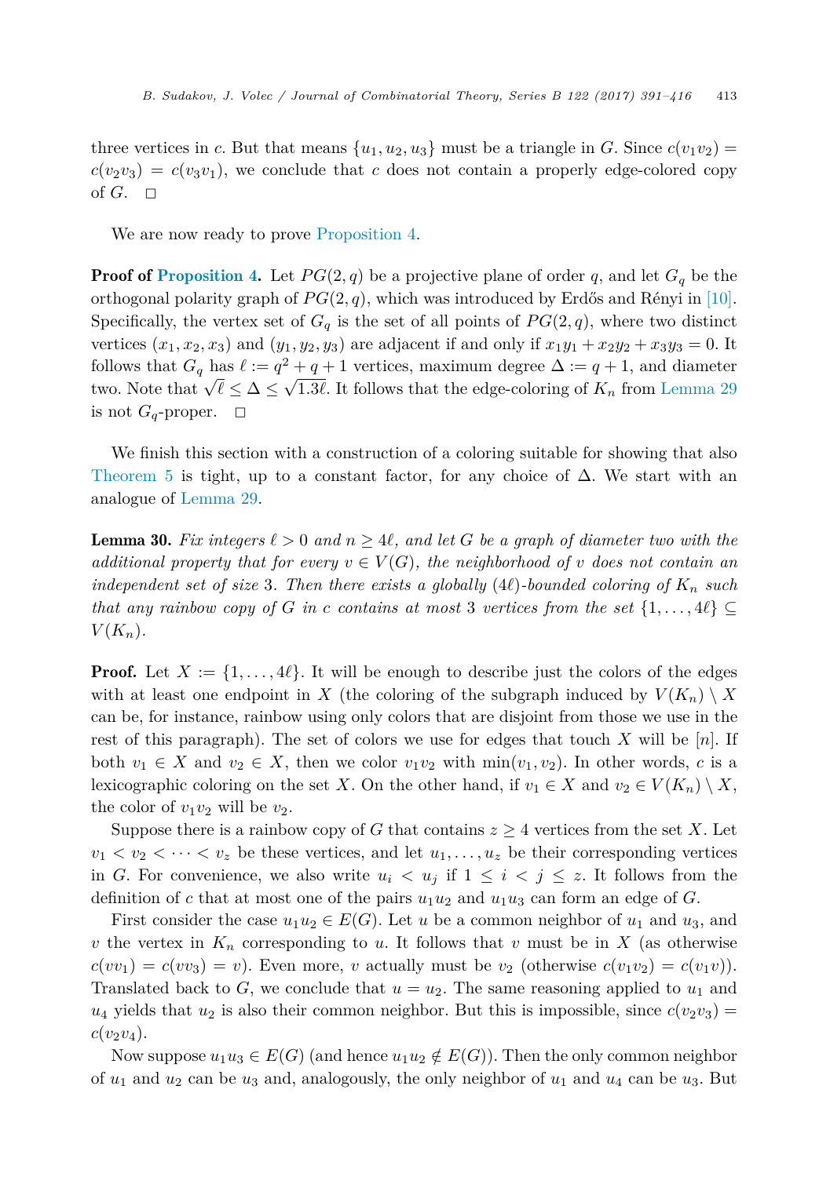three vertices in $c$. But that means $\{u_1, u_2, u_3\}$ must be a triangle in $G$. Since $c(v_1v_2) = c(v_2v_3) = c(v_3v_1)$, we conclude that $c$ does not contain a properly edge-colored copy of $G$. $\square$

We are now ready to prove Proposition 4.

**Proof of Proposition 4.** Let $PG(2, q)$ be a projective plane of order $q$, and let $G_q$ be the orthogonal polarity graph of $PG(2, q)$, which was introduced by Erdős and Rényi in [10]. Specifically, the vertex set of $G_q$ is the set of all points of $PG(2, q)$, where two distinct vertices $(x_1, x_2, x_3)$ and $(y_1, y_2, y_3)$ are adjacent if and only if $x_1y_1 + x_2y_2 + x_3y_3 = 0$. It follows that $G_q$ has $\ell := q^2 + q + 1$ vertices, maximum degree $\Delta := q + 1$, and diameter two. Note that $\sqrt{\ell} \leq \Delta \leq \sqrt{1.3\ell}$. It follows that the edge-coloring of $K_n$ from Lemma 29 is not $G_q$-proper. $\square$

We finish this section with a construction of a coloring suitable for showing that also Theorem 5 is tight, up to a constant factor, for any choice of $\Delta$. We start with an analogue of Lemma 29.

**Lemma 30.** *Fix integers $\ell > 0$ and $n \geq 4\ell$, and let $G$ be a graph of diameter two with the additional property that for every $v \in V(G)$, the neighborhood of $v$ does not contain an independent set of size 3. Then there exists a globally $(4\ell)$-bounded coloring of $K_n$ such that any rainbow copy of $G$ in $c$ contains at most 3 vertices from the set $\{1, \ldots, 4\ell\} \subseteq V(K_n)$.*

**Proof.** Let $X := \{1, \ldots, 4\ell\}$. It will be enough to describe just the colors of the edges with at least one endpoint in $X$ (the coloring of the subgraph induced by $V(K_n) \setminus X$ can be, for instance, rainbow using only colors that are disjoint from those we use in the rest of this paragraph). The set of colors we use for edges that touch $X$ will be $[n]$. If both $v_1 \in X$ and $v_2 \in X$, then we color $v_1v_2$ with $\min(v_1, v_2)$. In other words, $c$ is a lexicographic coloring on the set $X$. On the other hand, if $v_1 \in X$ and $v_2 \in V(K_n) \setminus X$, the color of $v_1v_2$ will be $v_2$.

Suppose there is a rainbow copy of $G$ that contains $z \geq 4$ vertices from the set $X$. Let $v_1 < v_2 < \cdots < v_z$ be these vertices, and let $u_1, \ldots, u_z$ be their corresponding vertices in $G$. For convenience, we also write $u_i < u_j$ if $1 \leq i < j \leq z$. It follows from the definition of $c$ that at most one of the pairs $u_1u_2$ and $u_1u_3$ can form an edge of $G$.

First consider the case $u_1u_2 \in E(G)$. Let $u$ be a common neighbor of $u_1$ and $u_3$, and $v$ the vertex in $K_n$ corresponding to $u$. It follows that $v$ must be in $X$ (as otherwise $c(vv_1) = c(vv_3) = v$). Even more, $v$ actually must be $v_2$ (otherwise $c(v_1v_2) = c(v_1v)$). Translated back to $G$, we conclude that $u = u_2$. The same reasoning applied to $u_1$ and $u_4$ yields that $u_2$ is also their common neighbor. But this is impossible, since $c(v_2v_3) = c(v_2v_4)$.

Now suppose $u_1u_3 \in E(G)$ (and hence $u_1u_2 \notin E(G)$). Then the only common neighbor of $u_1$ and $u_2$ can be $u_3$ and, analogously, the only neighbor of $u_1$ and $u_4$ can be $u_3$. But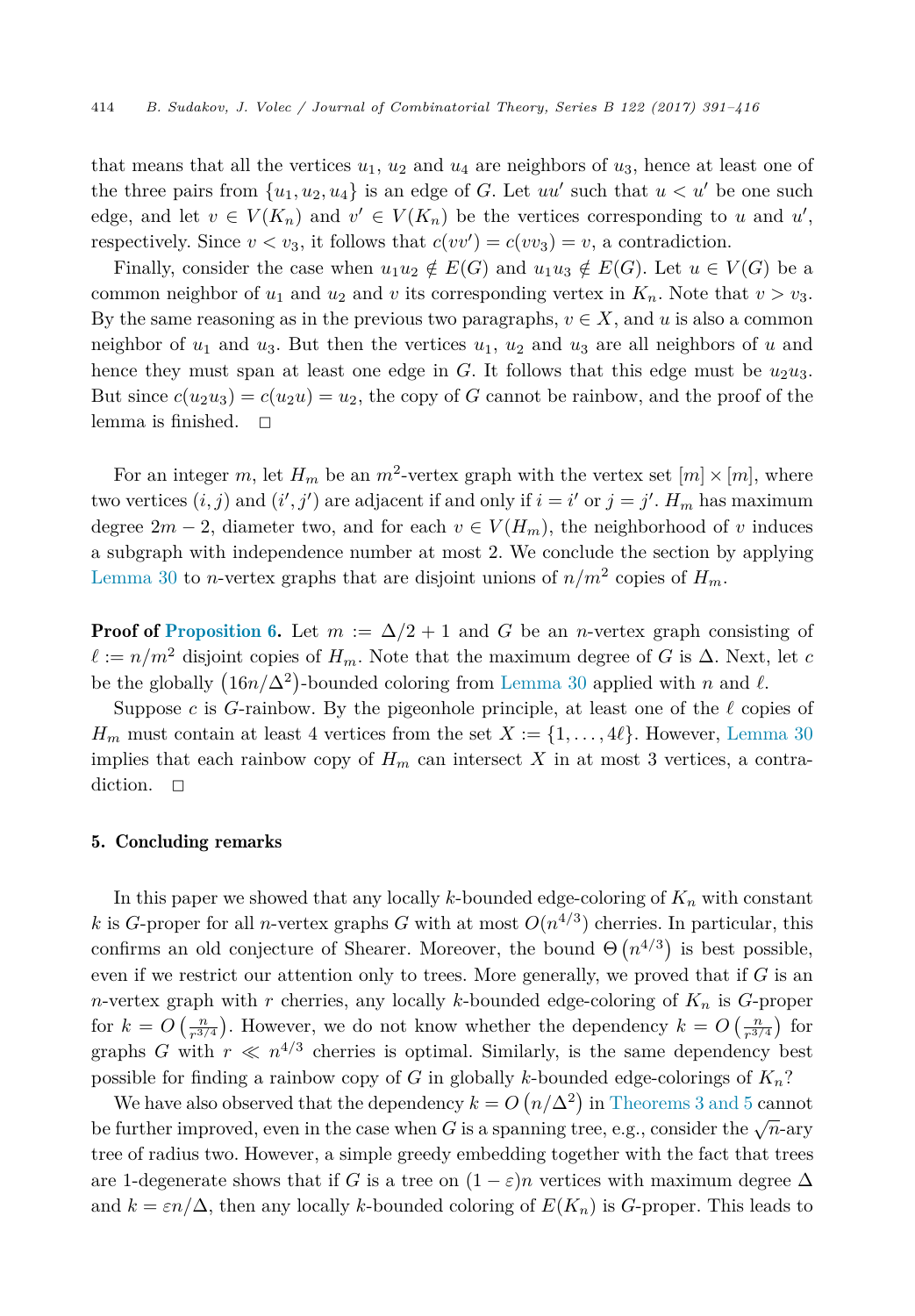that means that all the vertices $u_1$, $u_2$ and $u_4$ are neighbors of $u_3$, hence at least one of the three pairs from $\{u_1, u_2, u_4\}$ is an edge of $G$. Let $uu'$ such that $u < u'$ be one such edge, and let $v \in V(K_n)$ and $v' \in V(K_n)$ be the vertices corresponding to $u$ and $u'$, respectively. Since $v < v_3$, it follows that $c(vv') = c(vv_3) = v$, a contradiction.

Finally, consider the case when $u_1u_2 \notin E(G)$ and $u_1u_3 \notin E(G)$. Let $u \in V(G)$ be a common neighbor of $u_1$ and $u_2$ and $v$ its corresponding vertex in $K_n$. Note that $v > v_3$. By the same reasoning as in the previous two paragraphs, $v \in X$, and $u$ is also a common neighbor of $u_1$ and $u_3$. But then the vertices $u_1$, $u_2$ and $u_3$ are all neighbors of $u$ and hence they must span at least one edge in $G$. It follows that this edge must be $u_2u_3$. But since $c(u_2u_3) = c(u_2u) = u_2$, the copy of $G$ cannot be rainbow, and the proof of the lemma is finished. $\square$

For an integer $m$, let $H_m$ be an $m^2$-vertex graph with the vertex set $[m] \times [m]$, where two vertices $(i, j)$ and $(i', j')$ are adjacent if and only if $i = i'$ or $j = j'$. $H_m$ has maximum degree $2m - 2$, diameter two, and for each $v \in V(H_m)$, the neighborhood of $v$ induces a subgraph with independence number at most 2. We conclude the section by applying Lemma 30 to $n$-vertex graphs that are disjoint unions of $n/m^2$ copies of $H_m$.

**Proof of Proposition 6.** Let $m := \Delta/2 + 1$ and $G$ be an $n$-vertex graph consisting of $\ell := n/m^2$ disjoint copies of $H_m$. Note that the maximum degree of $G$ is $\Delta$. Next, let $c$ be the globally $\left(16n/\Delta^2\right)$-bounded coloring from Lemma 30 applied with $n$ and $\ell$.

Suppose $c$ is $G$-rainbow. By the pigeonhole principle, at least one of the $\ell$ copies of $H_m$ must contain at least 4 vertices from the set $X := \{1, \ldots, 4\ell\}$. However, Lemma 30 implies that each rainbow copy of $H_m$ can intersect $X$ in at most 3 vertices, a contradiction. $\square$

## 5. Concluding remarks

In this paper we showed that any locally $k$-bounded edge-coloring of $K_n$ with constant $k$ is $G$-proper for all $n$-vertex graphs $G$ with at most $O(n^{4/3})$ cherries. In particular, this confirms an old conjecture of Shearer. Moreover, the bound $\Theta\left(n^{4/3}\right)$ is best possible, even if we restrict our attention only to trees. More generally, we proved that if $G$ is an $n$-vertex graph with $r$ cherries, any locally $k$-bounded edge-coloring of $K_n$ is $G$-proper for $k = O\left(\frac{n}{r^{3/4}}\right)$. However, we do not know whether the dependency $k = O\left(\frac{n}{r^{3/4}}\right)$ for graphs $G$ with $r \ll n^{4/3}$ cherries is optimal. Similarly, is the same dependency best possible for finding a rainbow copy of $G$ in globally $k$-bounded edge-colorings of $K_n$?

We have also observed that the dependency $k = O\left(n/\Delta^2\right)$ in Theorems 3 and 5 cannot be further improved, even in the case when $G$ is a spanning tree, e.g., consider the $\sqrt{n}$-ary tree of radius two. However, a simple greedy embedding together with the fact that trees are 1-degenerate shows that if $G$ is a tree on $(1 - \varepsilon)n$ vertices with maximum degree $\Delta$ and $k = \varepsilon n/\Delta$, then any locally $k$-bounded coloring of $E(K_n)$ is $G$-proper. This leads to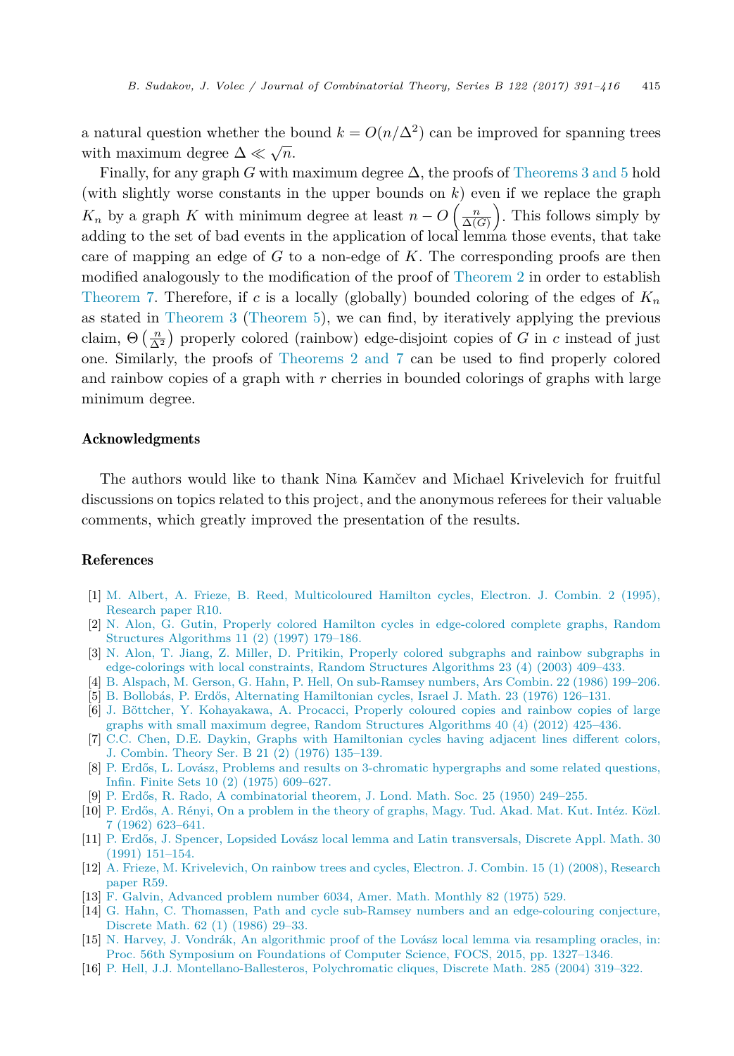a natural question whether the bound $k = O(n/\Delta^2)$ can be improved for spanning trees with maximum degree $\Delta \ll \sqrt{n}$.

Finally, for any graph $G$ with maximum degree $\Delta$, the proofs of Theorems 3 and 5 hold (with slightly worse constants in the upper bounds on $k$) even if we replace the graph $K_n$ by a graph $K$ with minimum degree at least $n - O\left(\frac{n}{\Delta(G)}\right)$. This follows simply by adding to the set of bad events in the application of local lemma those events, that take care of mapping an edge of $G$ to a non-edge of $K$. The corresponding proofs are then modified analogously to the modification of the proof of Theorem 2 in order to establish Theorem 7. Therefore, if $c$ is a locally (globally) bounded coloring of the edges of $K_n$ as stated in Theorem 3 (Theorem 5), we can find, by iteratively applying the previous claim, $\Theta\left(\frac{n}{\Delta^2}\right)$ properly colored (rainbow) edge-disjoint copies of $G$ in $c$ instead of just one. Similarly, the proofs of Theorems 2 and 7 can be used to find properly colored and rainbow copies of a graph with $r$ cherries in bounded colorings of graphs with large minimum degree.

## Acknowledgments

The authors would like to thank Nina Kamčev and Michael Krivelevich for fruitful discussions on topics related to this project, and the anonymous referees for their valuable comments, which greatly improved the presentation of the results.

## References

[1] M. Albert, A. Frieze, B. Reed, Multicoloured Hamilton cycles, Electron. J. Combin. 2 (1995), Research paper R10.

[2] N. Alon, G. Gutin, Properly colored Hamilton cycles in edge-colored complete graphs, Random Structures Algorithms 11 (2) (1997) 179–186.

[3] N. Alon, T. Jiang, Z. Miller, D. Pritikin, Properly colored subgraphs and rainbow subgraphs in edge-colorings with local constraints, Random Structures Algorithms 23 (4) (2003) 409–433.

[4] B. Alspach, M. Gerson, G. Hahn, P. Hell, On sub-Ramsey numbers, Ars Combin. 22 (1986) 199–206.

[5] B. Bollobás, P. Erdős, Alternating Hamiltonian cycles, Israel J. Math. 23 (1976) 126–131.

[6] J. Böttcher, Y. Kohayakawa, A. Procacci, Properly coloured copies and rainbow copies of large graphs with small maximum degree, Random Structures Algorithms 40 (4) (2012) 425–436.

[7] C.C. Chen, D.E. Daykin, Graphs with Hamiltonian cycles having adjacent lines different colors, J. Combin. Theory Ser. B 21 (2) (1976) 135–139.

[8] P. Erdős, L. Lovász, Problems and results on 3-chromatic hypergraphs and some related questions, Infin. Finite Sets 10 (2) (1975) 609–627.

[9] P. Erdős, R. Rado, A combinatorial theorem, J. Lond. Math. Soc. 25 (1950) 249–255.

[10] P. Erdős, A. Rényi, On a problem in the theory of graphs, Magy. Tud. Akad. Mat. Kut. Intéz. Közl. 7 (1962) 623–641.

[11] P. Erdős, J. Spencer, Lopsided Lovász local lemma and Latin transversals, Discrete Appl. Math. 30 (1991) 151–154.

[12] A. Frieze, M. Krivelevich, On rainbow trees and cycles, Electron. J. Combin. 15 (1) (2008), Research paper R59.

[13] F. Galvin, Advanced problem number 6034, Amer. Math. Monthly 82 (1975) 529.

[14] G. Hahn, C. Thomassen, Path and cycle sub-Ramsey numbers and an edge-colouring conjecture, Discrete Math. 62 (1) (1986) 29–33.

[15] N. Harvey, J. Vondrák, An algorithmic proof of the Lovász local lemma via resampling oracles, in: Proc. 56th Symposium on Foundations of Computer Science, FOCS, 2015, pp. 1327–1346.

[16] P. Hell, J.J. Montellano-Ballesteros, Polychromatic cliques, Discrete Math. 285 (2004) 319–322.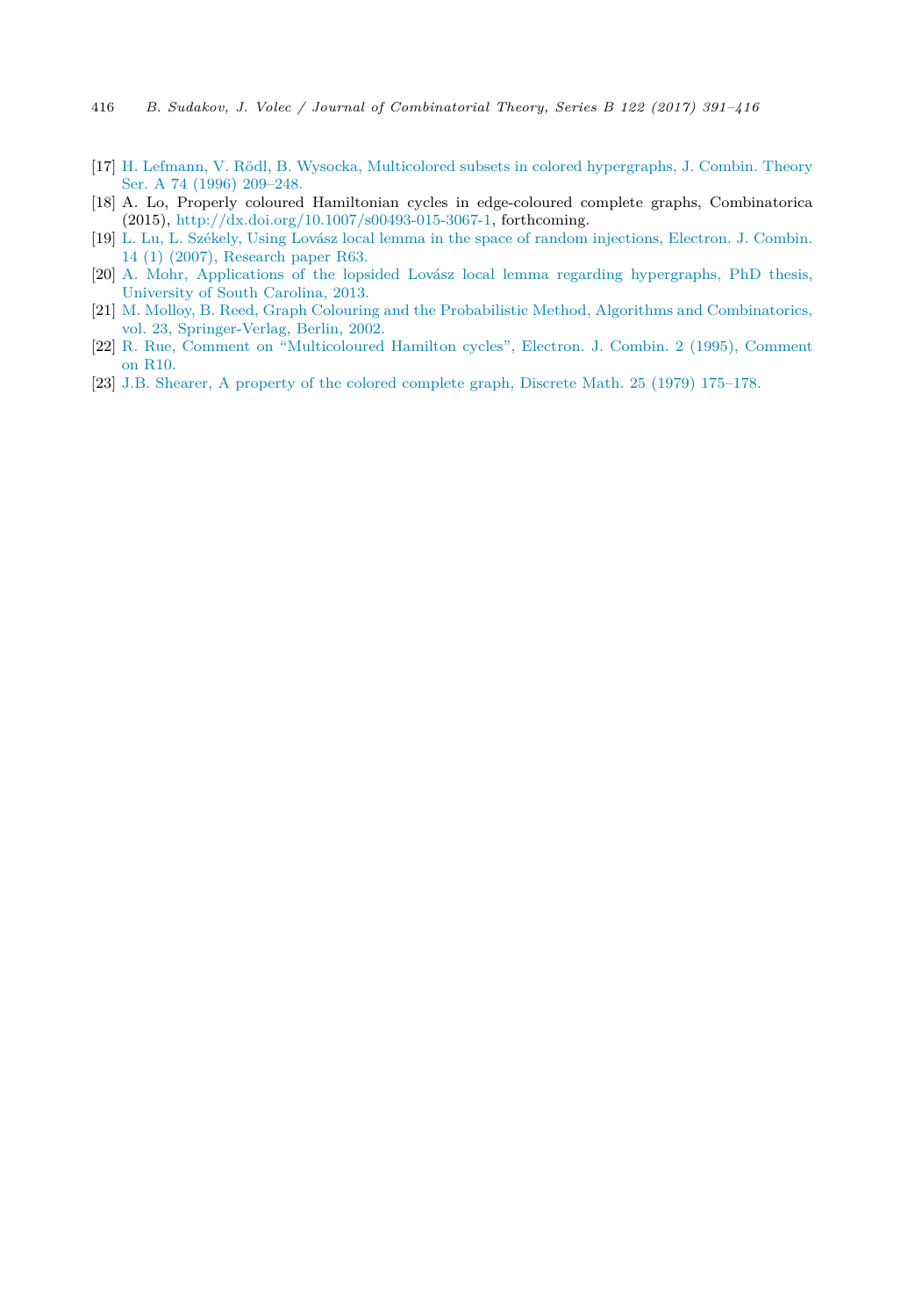[17] H. Lefmann, V. Rödl, B. Wysocka, Multicolored subsets in colored hypergraphs, J. Combin. Theory Ser. A 74 (1996) 209–248.

[18] A. Lo, Properly coloured Hamiltonian cycles in edge-coloured complete graphs, Combinatorica (2015), http://dx.doi.org/10.1007/s00493-015-3067-1, forthcoming.

[19] L. Lu, L. Székely, Using Lovász local lemma in the space of random injections, Electron. J. Combin. 14 (1) (2007), Research paper R63.

[20] A. Mohr, Applications of the lopsided Lovász local lemma regarding hypergraphs, PhD thesis, University of South Carolina, 2013.

[21] M. Molloy, B. Reed, Graph Colouring and the Probabilistic Method, Algorithms and Combinatorics, vol. 23, Springer-Verlag, Berlin, 2002.

[22] R. Rue, Comment on "Multicoloured Hamilton cycles", Electron. J. Combin. 2 (1995), Comment on R10.

[23] J.B. Shearer, A property of the colored complete graph, Discrete Math. 25 (1979) 175–178.